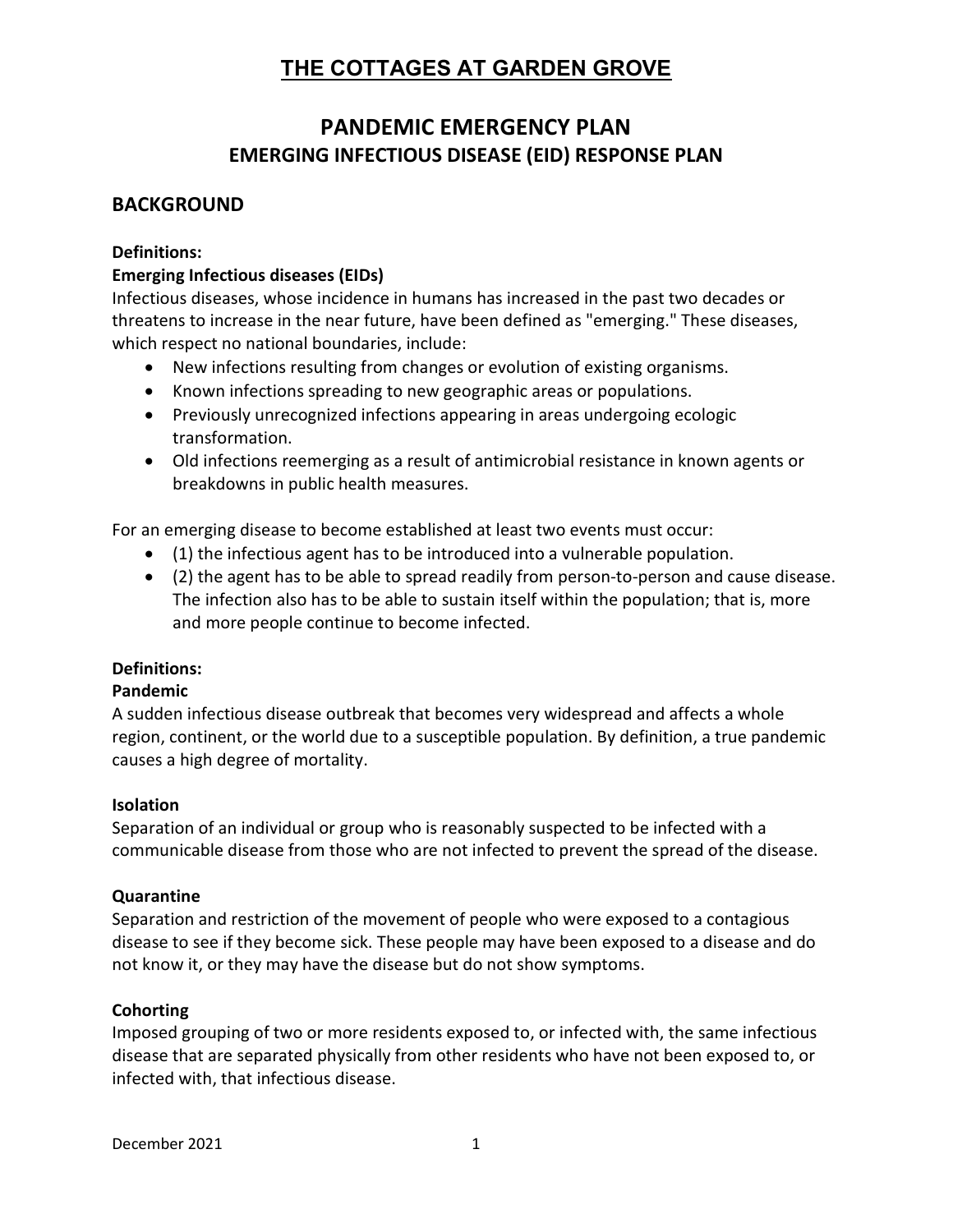# THE COTTAGES AT GARDEN GROVE

## PANDEMIC EMERGENCY PLAN
## EMERGING INFECTIOUS DISEASE (EID) RESPONSE PLAN

## BACKGROUND

**Definitions:**
**Emerging Infectious diseases (EIDs)**
Infectious diseases, whose incidence in humans has increased in the past two decades or threatens to increase in the near future, have been defined as "emerging." These diseases, which respect no national boundaries, include:

- New infections resulting from changes or evolution of existing organisms.
- Known infections spreading to new geographic areas or populations.
- Previously unrecognized infections appearing in areas undergoing ecologic transformation.
- Old infections reemerging as a result of antimicrobial resistance in known agents or breakdowns in public health measures.

For an emerging disease to become established at least two events must occur:

- (1) the infectious agent has to be introduced into a vulnerable population.
- (2) the agent has to be able to spread readily from person-to-person and cause disease. The infection also has to be able to sustain itself within the population; that is, more and more people continue to become infected.

**Definitions:**
**Pandemic**
A sudden infectious disease outbreak that becomes very widespread and affects a whole region, continent, or the world due to a susceptible population. By definition, a true pandemic causes a high degree of mortality.

**Isolation**
Separation of an individual or group who is reasonably suspected to be infected with a communicable disease from those who are not infected to prevent the spread of the disease.

**Quarantine**
Separation and restriction of the movement of people who were exposed to a contagious disease to see if they become sick. These people may have been exposed to a disease and do not know it, or they may have the disease but do not show symptoms.

**Cohorting**
Imposed grouping of two or more residents exposed to, or infected with, the same infectious disease that are separated physically from other residents who have not been exposed to, or infected with, that infectious disease.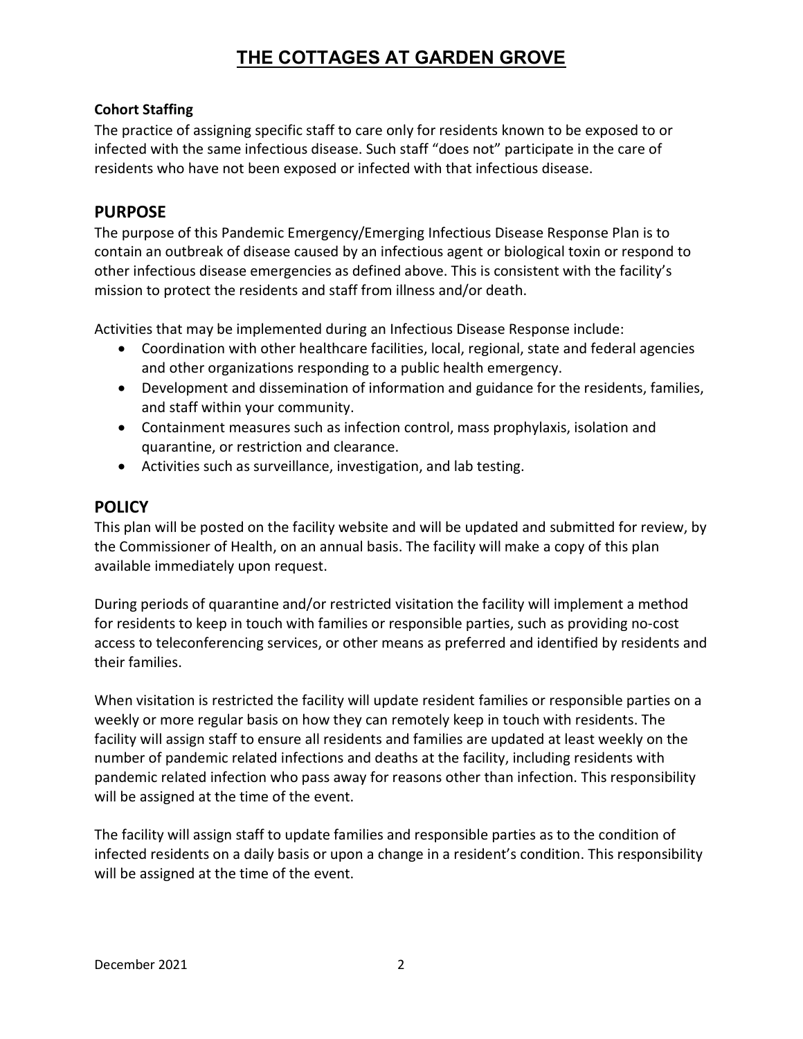**Cohort Staffing**

The practice of assigning specific staff to care only for residents known to be exposed to or infected with the same infectious disease. Such staff "does not" participate in the care of residents who have not been exposed or infected with that infectious disease.

## PURPOSE

The purpose of this Pandemic Emergency/Emerging Infectious Disease Response Plan is to contain an outbreak of disease caused by an infectious agent or biological toxin or respond to other infectious disease emergencies as defined above. This is consistent with the facility's mission to protect the residents and staff from illness and/or death.

Activities that may be implemented during an Infectious Disease Response include:

- Coordination with other healthcare facilities, local, regional, state and federal agencies and other organizations responding to a public health emergency.
- Development and dissemination of information and guidance for the residents, families, and staff within your community.
- Containment measures such as infection control, mass prophylaxis, isolation and quarantine, or restriction and clearance.
- Activities such as surveillance, investigation, and lab testing.

## POLICY

This plan will be posted on the facility website and will be updated and submitted for review, by the Commissioner of Health, on an annual basis. The facility will make a copy of this plan available immediately upon request.

During periods of quarantine and/or restricted visitation the facility will implement a method for residents to keep in touch with families or responsible parties, such as providing no-cost access to teleconferencing services, or other means as preferred and identified by residents and their families.

When visitation is restricted the facility will update resident families or responsible parties on a weekly or more regular basis on how they can remotely keep in touch with residents. The facility will assign staff to ensure all residents and families are updated at least weekly on the number of pandemic related infections and deaths at the facility, including residents with pandemic related infection who pass away for reasons other than infection. This responsibility will be assigned at the time of the event.

The facility will assign staff to update families and responsible parties as to the condition of infected residents on a daily basis or upon a change in a resident's condition. This responsibility will be assigned at the time of the event.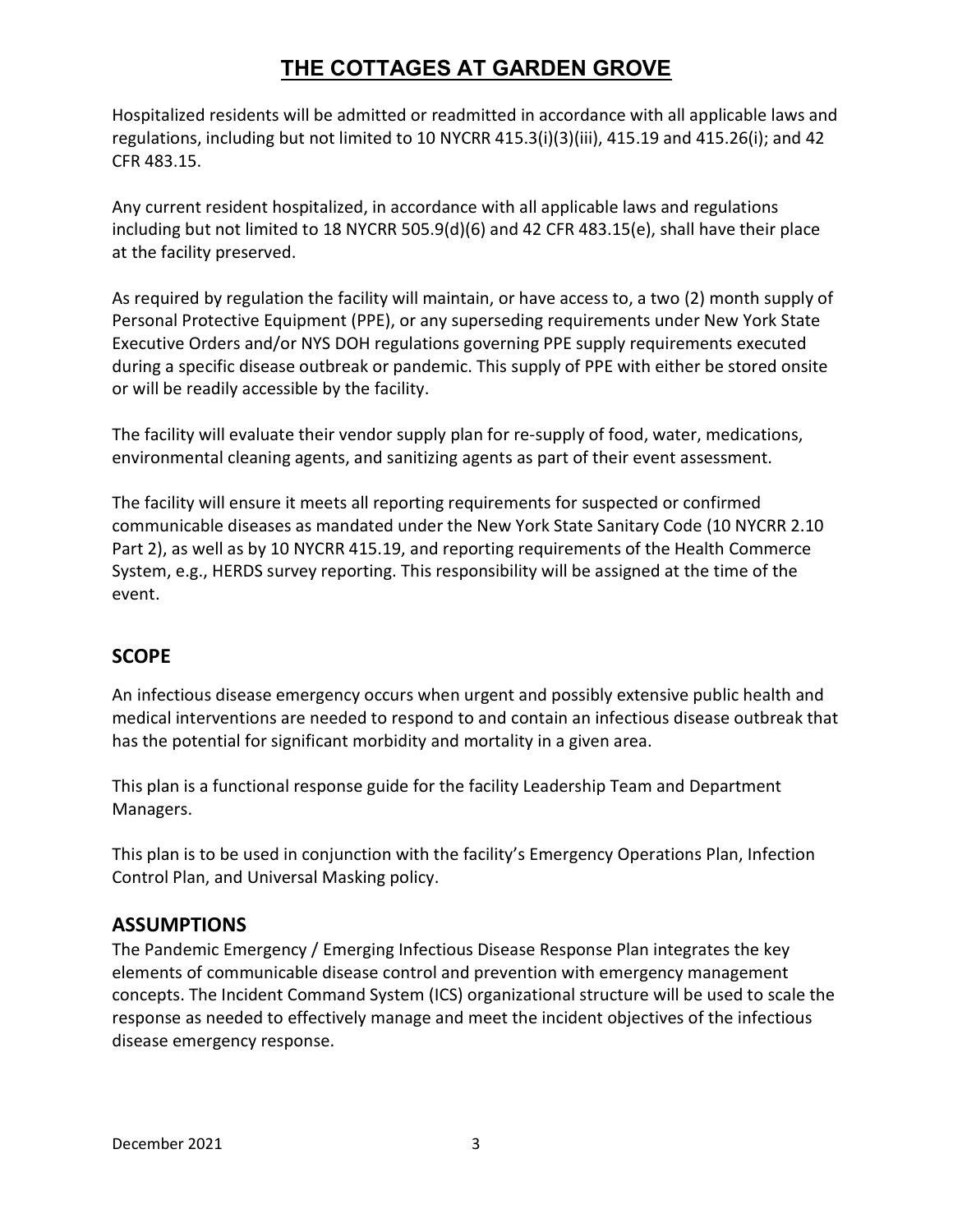Hospitalized residents will be admitted or readmitted in accordance with all applicable laws and regulations, including but not limited to 10 NYCRR 415.3(i)(3)(iii), 415.19 and 415.26(i); and 42 CFR 483.15.

Any current resident hospitalized, in accordance with all applicable laws and regulations including but not limited to 18 NYCRR 505.9(d)(6) and 42 CFR 483.15(e), shall have their place at the facility preserved.

As required by regulation the facility will maintain, or have access to, a two (2) month supply of Personal Protective Equipment (PPE), or any superseding requirements under New York State Executive Orders and/or NYS DOH regulations governing PPE supply requirements executed during a specific disease outbreak or pandemic. This supply of PPE with either be stored onsite or will be readily accessible by the facility.

The facility will evaluate their vendor supply plan for re-supply of food, water, medications, environmental cleaning agents, and sanitizing agents as part of their event assessment.

The facility will ensure it meets all reporting requirements for suspected or confirmed communicable diseases as mandated under the New York State Sanitary Code (10 NYCRR 2.10 Part 2), as well as by 10 NYCRR 415.19, and reporting requirements of the Health Commerce System, e.g., HERDS survey reporting. This responsibility will be assigned at the time of the event.

## SCOPE

An infectious disease emergency occurs when urgent and possibly extensive public health and medical interventions are needed to respond to and contain an infectious disease outbreak that has the potential for significant morbidity and mortality in a given area.

This plan is a functional response guide for the facility Leadership Team and Department Managers.

This plan is to be used in conjunction with the facility's Emergency Operations Plan, Infection Control Plan, and Universal Masking policy.

## ASSUMPTIONS

The Pandemic Emergency / Emerging Infectious Disease Response Plan integrates the key elements of communicable disease control and prevention with emergency management concepts. The Incident Command System (ICS) organizational structure will be used to scale the response as needed to effectively manage and meet the incident objectives of the infectious disease emergency response.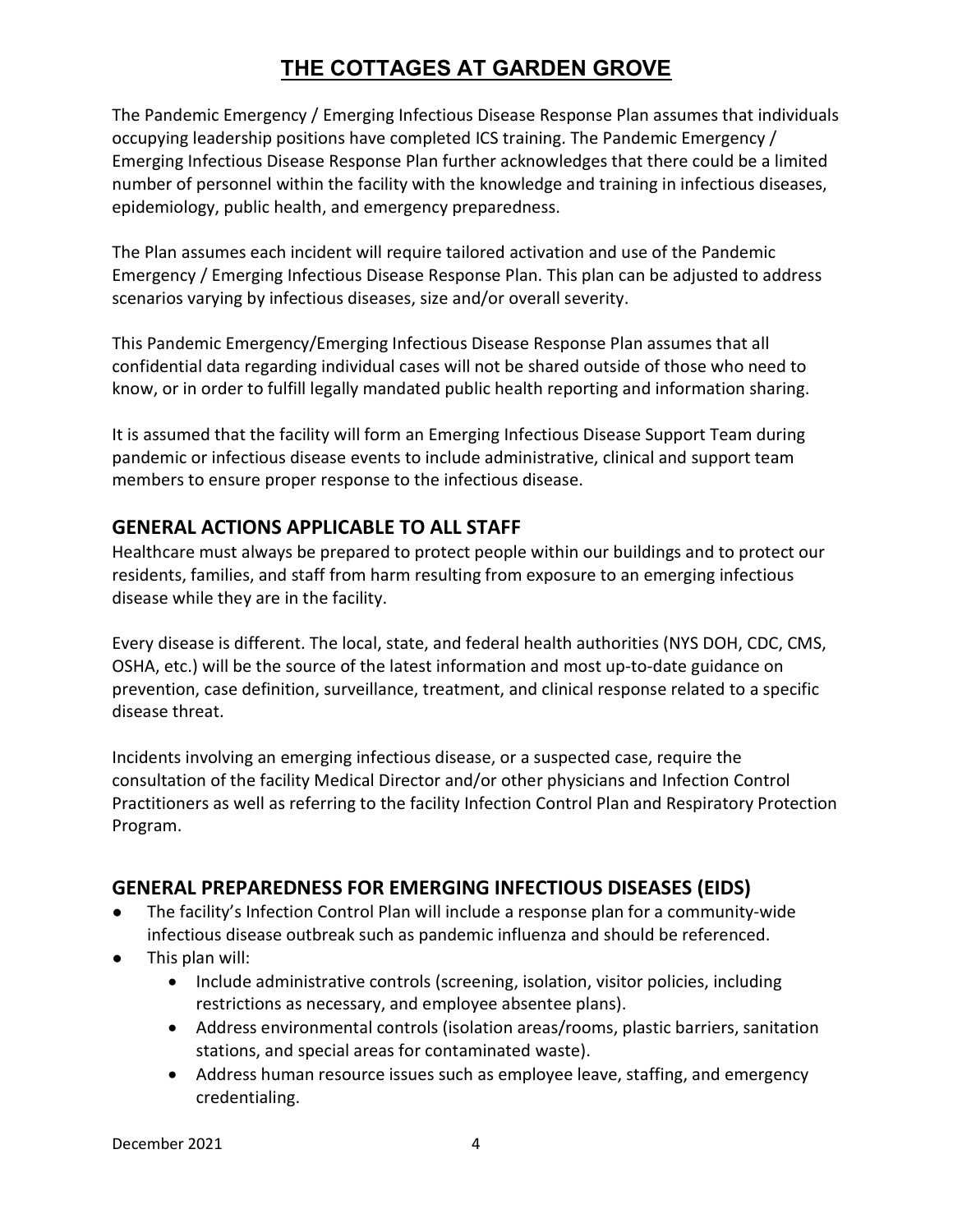# THE COTTAGES AT GARDEN GROVE

The Pandemic Emergency / Emerging Infectious Disease Response Plan assumes that individuals occupying leadership positions have completed ICS training. The Pandemic Emergency / Emerging Infectious Disease Response Plan further acknowledges that there could be a limited number of personnel within the facility with the knowledge and training in infectious diseases, epidemiology, public health, and emergency preparedness.

The Plan assumes each incident will require tailored activation and use of the Pandemic Emergency / Emerging Infectious Disease Response Plan. This plan can be adjusted to address scenarios varying by infectious diseases, size and/or overall severity.

This Pandemic Emergency/Emerging Infectious Disease Response Plan assumes that all confidential data regarding individual cases will not be shared outside of those who need to know, or in order to fulfill legally mandated public health reporting and information sharing.

It is assumed that the facility will form an Emerging Infectious Disease Support Team during pandemic or infectious disease events to include administrative, clinical and support team members to ensure proper response to the infectious disease.

## GENERAL ACTIONS APPLICABLE TO ALL STAFF

Healthcare must always be prepared to protect people within our buildings and to protect our residents, families, and staff from harm resulting from exposure to an emerging infectious disease while they are in the facility.

Every disease is different. The local, state, and federal health authorities (NYS DOH, CDC, CMS, OSHA, etc.) will be the source of the latest information and most up-to-date guidance on prevention, case definition, surveillance, treatment, and clinical response related to a specific disease threat.

Incidents involving an emerging infectious disease, or a suspected case, require the consultation of the facility Medical Director and/or other physicians and Infection Control Practitioners as well as referring to the facility Infection Control Plan and Respiratory Protection Program.

## GENERAL PREPAREDNESS FOR EMERGING INFECTIOUS DISEASES (EIDS)

- The facility's Infection Control Plan will include a response plan for a community-wide infectious disease outbreak such as pandemic influenza and should be referenced.
- This plan will:
  - Include administrative controls (screening, isolation, visitor policies, including restrictions as necessary, and employee absentee plans).
  - Address environmental controls (isolation areas/rooms, plastic barriers, sanitation stations, and special areas for contaminated waste).
  - Address human resource issues such as employee leave, staffing, and emergency credentialing.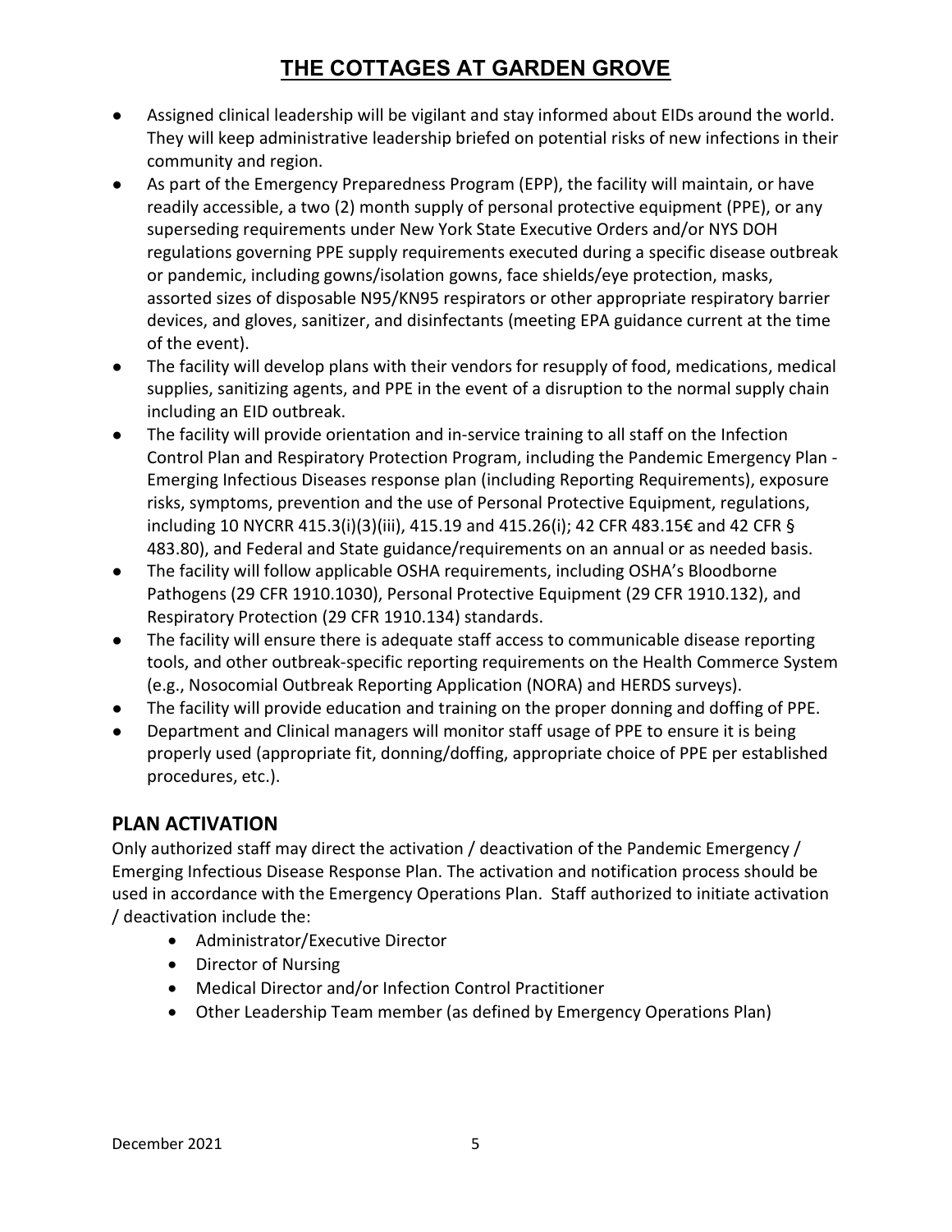- Assigned clinical leadership will be vigilant and stay informed about EIDs around the world. They will keep administrative leadership briefed on potential risks of new infections in their community and region.
- As part of the Emergency Preparedness Program (EPP), the facility will maintain, or have readily accessible, a two (2) month supply of personal protective equipment (PPE), or any superseding requirements under New York State Executive Orders and/or NYS DOH regulations governing PPE supply requirements executed during a specific disease outbreak or pandemic, including gowns/isolation gowns, face shields/eye protection, masks, assorted sizes of disposable N95/KN95 respirators or other appropriate respiratory barrier devices, and gloves, sanitizer, and disinfectants (meeting EPA guidance current at the time of the event).
- The facility will develop plans with their vendors for resupply of food, medications, medical supplies, sanitizing agents, and PPE in the event of a disruption to the normal supply chain including an EID outbreak.
- The facility will provide orientation and in-service training to all staff on the Infection Control Plan and Respiratory Protection Program, including the Pandemic Emergency Plan - Emerging Infectious Diseases response plan (including Reporting Requirements), exposure risks, symptoms, prevention and the use of Personal Protective Equipment, regulations, including 10 NYCRR 415.3(i)(3)(iii), 415.19 and 415.26(i); 42 CFR 483.15€ and 42 CFR § 483.80), and Federal and State guidance/requirements on an annual or as needed basis.
- The facility will follow applicable OSHA requirements, including OSHA's Bloodborne Pathogens (29 CFR 1910.1030), Personal Protective Equipment (29 CFR 1910.132), and Respiratory Protection (29 CFR 1910.134) standards.
- The facility will ensure there is adequate staff access to communicable disease reporting tools, and other outbreak-specific reporting requirements on the Health Commerce System (e.g., Nosocomial Outbreak Reporting Application (NORA) and HERDS surveys).
- The facility will provide education and training on the proper donning and doffing of PPE.
- Department and Clinical managers will monitor staff usage of PPE to ensure it is being properly used (appropriate fit, donning/doffing, appropriate choice of PPE per established procedures, etc.).

## PLAN ACTIVATION

Only authorized staff may direct the activation / deactivation of the Pandemic Emergency / Emerging Infectious Disease Response Plan. The activation and notification process should be used in accordance with the Emergency Operations Plan. Staff authorized to initiate activation / deactivation include the:

- Administrator/Executive Director
- Director of Nursing
- Medical Director and/or Infection Control Practitioner
- Other Leadership Team member (as defined by Emergency Operations Plan)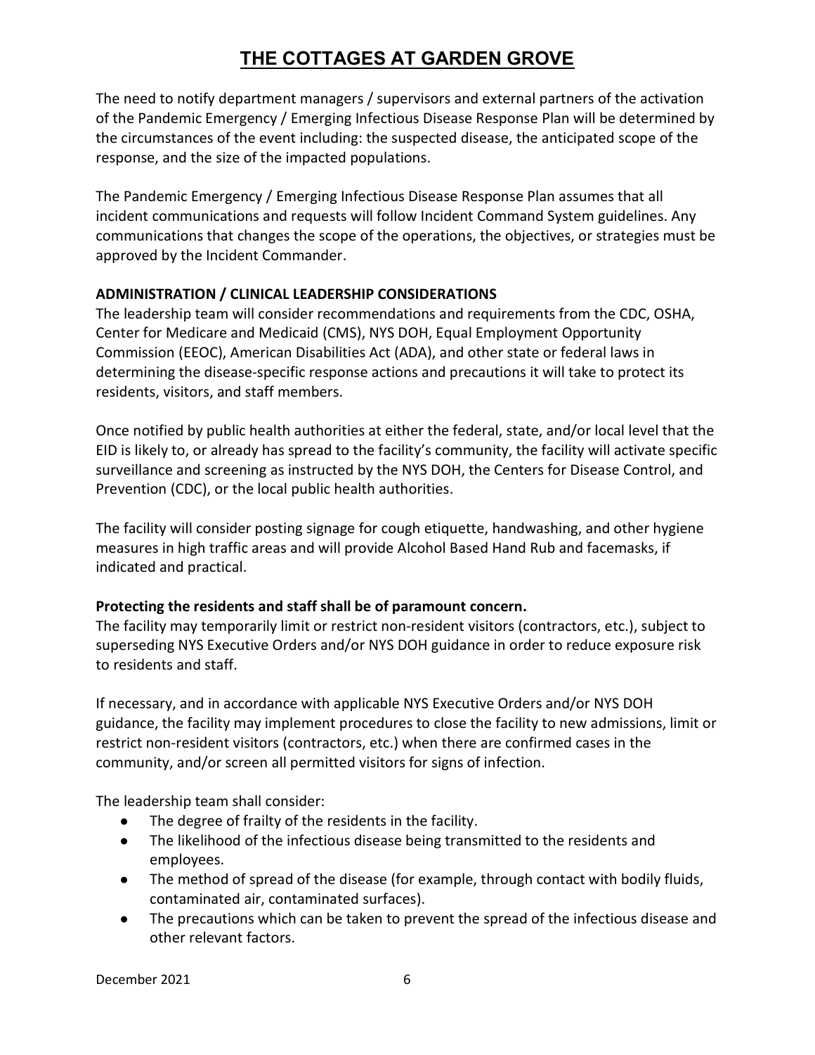The need to notify department managers / supervisors and external partners of the activation of the Pandemic Emergency / Emerging Infectious Disease Response Plan will be determined by the circumstances of the event including: the suspected disease, the anticipated scope of the response, and the size of the impacted populations.

The Pandemic Emergency / Emerging Infectious Disease Response Plan assumes that all incident communications and requests will follow Incident Command System guidelines. Any communications that changes the scope of the operations, the objectives, or strategies must be approved by the Incident Commander.

**ADMINISTRATION / CLINICAL LEADERSHIP CONSIDERATIONS**

The leadership team will consider recommendations and requirements from the CDC, OSHA, Center for Medicare and Medicaid (CMS), NYS DOH, Equal Employment Opportunity Commission (EEOC), American Disabilities Act (ADA), and other state or federal laws in determining the disease-specific response actions and precautions it will take to protect its residents, visitors, and staff members.

Once notified by public health authorities at either the federal, state, and/or local level that the EID is likely to, or already has spread to the facility's community, the facility will activate specific surveillance and screening as instructed by the NYS DOH, the Centers for Disease Control, and Prevention (CDC), or the local public health authorities.

The facility will consider posting signage for cough etiquette, handwashing, and other hygiene measures in high traffic areas and will provide Alcohol Based Hand Rub and facemasks, if indicated and practical.

**Protecting the residents and staff shall be of paramount concern.**

The facility may temporarily limit or restrict non-resident visitors (contractors, etc.), subject to superseding NYS Executive Orders and/or NYS DOH guidance in order to reduce exposure risk to residents and staff.

If necessary, and in accordance with applicable NYS Executive Orders and/or NYS DOH guidance, the facility may implement procedures to close the facility to new admissions, limit or restrict non-resident visitors (contractors, etc.) when there are confirmed cases in the community, and/or screen all permitted visitors for signs of infection.

The leadership team shall consider:

- The degree of frailty of the residents in the facility.
- The likelihood of the infectious disease being transmitted to the residents and employees.
- The method of spread of the disease (for example, through contact with bodily fluids, contaminated air, contaminated surfaces).
- The precautions which can be taken to prevent the spread of the infectious disease and other relevant factors.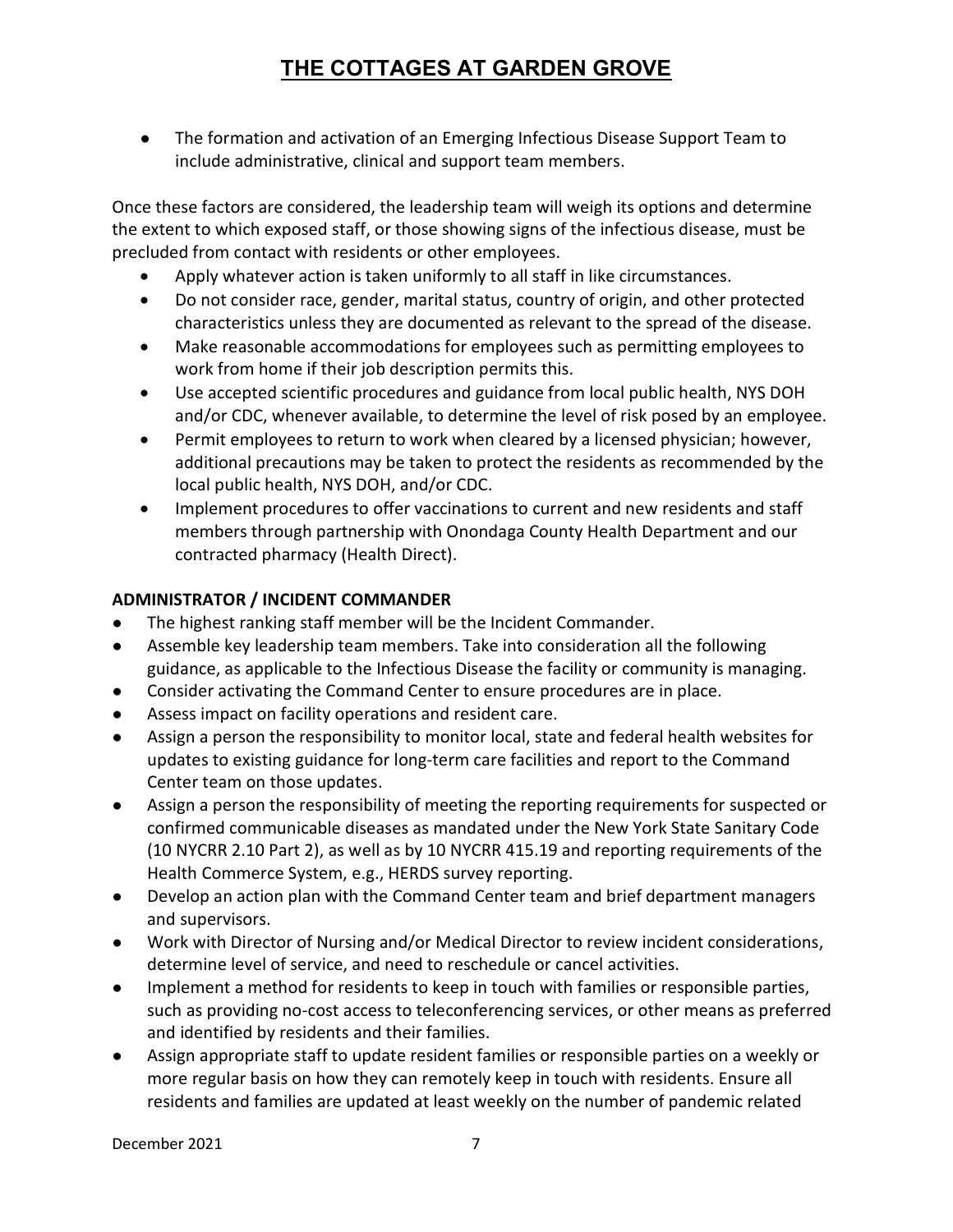- The formation and activation of an Emerging Infectious Disease Support Team to include administrative, clinical and support team members.

Once these factors are considered, the leadership team will weigh its options and determine the extent to which exposed staff, or those showing signs of the infectious disease, must be precluded from contact with residents or other employees.

- Apply whatever action is taken uniformly to all staff in like circumstances.
- Do not consider race, gender, marital status, country of origin, and other protected characteristics unless they are documented as relevant to the spread of the disease.
- Make reasonable accommodations for employees such as permitting employees to work from home if their job description permits this.
- Use accepted scientific procedures and guidance from local public health, NYS DOH and/or CDC, whenever available, to determine the level of risk posed by an employee.
- Permit employees to return to work when cleared by a licensed physician; however, additional precautions may be taken to protect the residents as recommended by the local public health, NYS DOH, and/or CDC.
- Implement procedures to offer vaccinations to current and new residents and staff members through partnership with Onondaga County Health Department and our contracted pharmacy (Health Direct).

**ADMINISTRATOR / INCIDENT COMMANDER**

- The highest ranking staff member will be the Incident Commander.
- Assemble key leadership team members. Take into consideration all the following guidance, as applicable to the Infectious Disease the facility or community is managing.
- Consider activating the Command Center to ensure procedures are in place.
- Assess impact on facility operations and resident care.
- Assign a person the responsibility to monitor local, state and federal health websites for updates to existing guidance for long-term care facilities and report to the Command Center team on those updates.
- Assign a person the responsibility of meeting the reporting requirements for suspected or confirmed communicable diseases as mandated under the New York State Sanitary Code (10 NYCRR 2.10 Part 2), as well as by 10 NYCRR 415.19 and reporting requirements of the Health Commerce System, e.g., HERDS survey reporting.
- Develop an action plan with the Command Center team and brief department managers and supervisors.
- Work with Director of Nursing and/or Medical Director to review incident considerations, determine level of service, and need to reschedule or cancel activities.
- Implement a method for residents to keep in touch with families or responsible parties, such as providing no-cost access to teleconferencing services, or other means as preferred and identified by residents and their families.
- Assign appropriate staff to update resident families or responsible parties on a weekly or more regular basis on how they can remotely keep in touch with residents. Ensure all residents and families are updated at least weekly on the number of pandemic related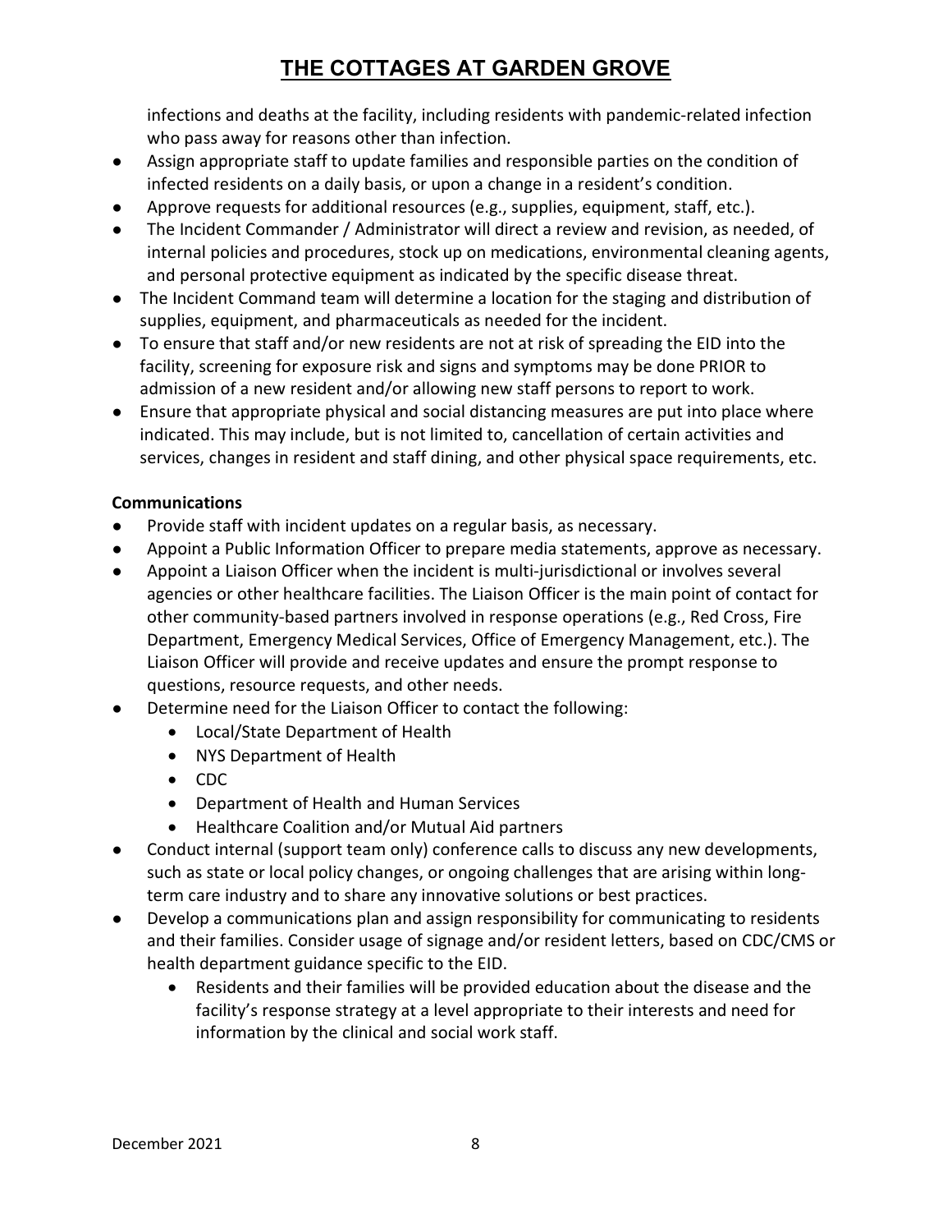infections and deaths at the facility, including residents with pandemic-related infection who pass away for reasons other than infection.

- Assign appropriate staff to update families and responsible parties on the condition of infected residents on a daily basis, or upon a change in a resident's condition.
- Approve requests for additional resources (e.g., supplies, equipment, staff, etc.).
- The Incident Commander / Administrator will direct a review and revision, as needed, of internal policies and procedures, stock up on medications, environmental cleaning agents, and personal protective equipment as indicated by the specific disease threat.
- The Incident Command team will determine a location for the staging and distribution of supplies, equipment, and pharmaceuticals as needed for the incident.
- To ensure that staff and/or new residents are not at risk of spreading the EID into the facility, screening for exposure risk and signs and symptoms may be done PRIOR to admission of a new resident and/or allowing new staff persons to report to work.
- Ensure that appropriate physical and social distancing measures are put into place where indicated. This may include, but is not limited to, cancellation of certain activities and services, changes in resident and staff dining, and other physical space requirements, etc.

**Communications**

- Provide staff with incident updates on a regular basis, as necessary.
- Appoint a Public Information Officer to prepare media statements, approve as necessary.
- Appoint a Liaison Officer when the incident is multi-jurisdictional or involves several agencies or other healthcare facilities. The Liaison Officer is the main point of contact for other community-based partners involved in response operations (e.g., Red Cross, Fire Department, Emergency Medical Services, Office of Emergency Management, etc.). The Liaison Officer will provide and receive updates and ensure the prompt response to questions, resource requests, and other needs.
- Determine need for the Liaison Officer to contact the following:
  - Local/State Department of Health
  - NYS Department of Health
  - CDC
  - Department of Health and Human Services
  - Healthcare Coalition and/or Mutual Aid partners
- Conduct internal (support team only) conference calls to discuss any new developments, such as state or local policy changes, or ongoing challenges that are arising within long-term care industry and to share any innovative solutions or best practices.
- Develop a communications plan and assign responsibility for communicating to residents and their families. Consider usage of signage and/or resident letters, based on CDC/CMS or health department guidance specific to the EID.
  - Residents and their families will be provided education about the disease and the facility's response strategy at a level appropriate to their interests and need for information by the clinical and social work staff.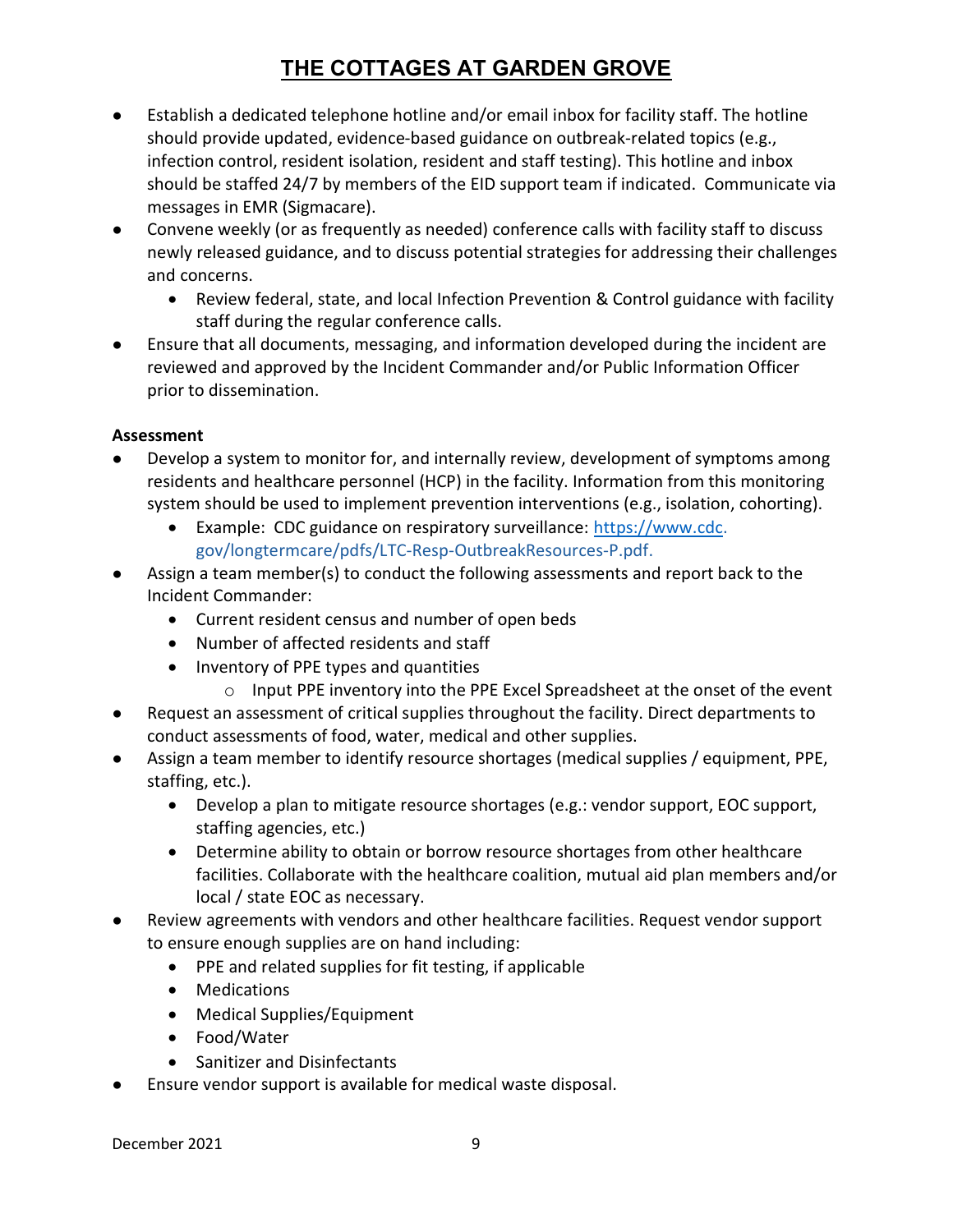- Establish a dedicated telephone hotline and/or email inbox for facility staff. The hotline should provide updated, evidence-based guidance on outbreak-related topics (e.g., infection control, resident isolation, resident and staff testing). This hotline and inbox should be staffed 24/7 by members of the EID support team if indicated. Communicate via messages in EMR (Sigmacare).
- Convene weekly (or as frequently as needed) conference calls with facility staff to discuss newly released guidance, and to discuss potential strategies for addressing their challenges and concerns.
  - Review federal, state, and local Infection Prevention & Control guidance with facility staff during the regular conference calls.
- Ensure that all documents, messaging, and information developed during the incident are reviewed and approved by the Incident Commander and/or Public Information Officer prior to dissemination.

**Assessment**

- Develop a system to monitor for, and internally review, development of symptoms among residents and healthcare personnel (HCP) in the facility. Information from this monitoring system should be used to implement prevention interventions (e.g., isolation, cohorting).
  - Example: CDC guidance on respiratory surveillance: https://www.cdc.gov/longtermcare/pdfs/LTC-Resp-OutbreakResources-P.pdf.
- Assign a team member(s) to conduct the following assessments and report back to the Incident Commander:
  - Current resident census and number of open beds
  - Number of affected residents and staff
  - Inventory of PPE types and quantities
    - Input PPE inventory into the PPE Excel Spreadsheet at the onset of the event
- Request an assessment of critical supplies throughout the facility. Direct departments to conduct assessments of food, water, medical and other supplies.
- Assign a team member to identify resource shortages (medical supplies / equipment, PPE, staffing, etc.).
  - Develop a plan to mitigate resource shortages (e.g.: vendor support, EOC support, staffing agencies, etc.)
  - Determine ability to obtain or borrow resource shortages from other healthcare facilities. Collaborate with the healthcare coalition, mutual aid plan members and/or local / state EOC as necessary.
- Review agreements with vendors and other healthcare facilities. Request vendor support to ensure enough supplies are on hand including:
  - PPE and related supplies for fit testing, if applicable
  - Medications
  - Medical Supplies/Equipment
  - Food/Water
  - Sanitizer and Disinfectants
- Ensure vendor support is available for medical waste disposal.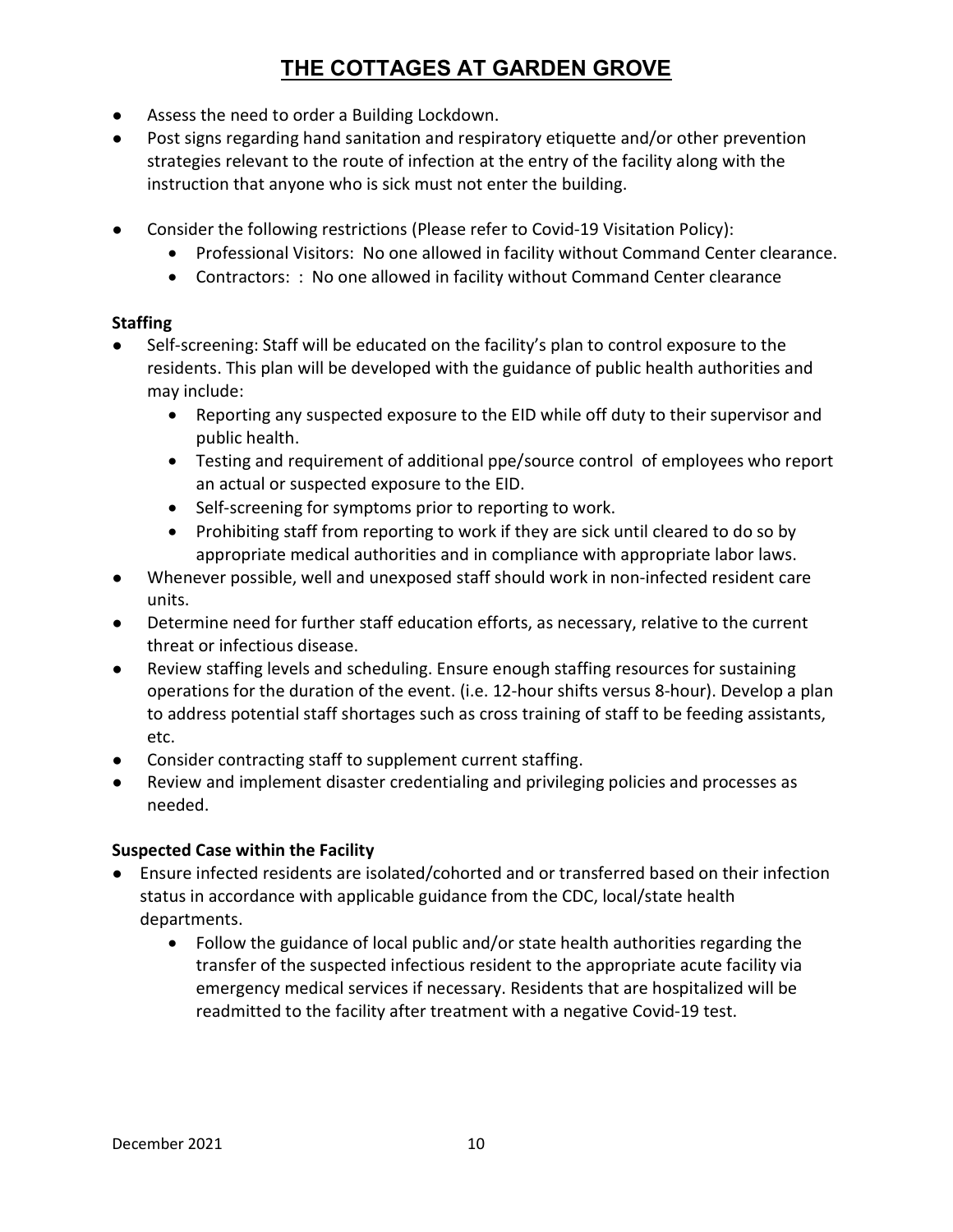- Assess the need to order a Building Lockdown.
- Post signs regarding hand sanitation and respiratory etiquette and/or other prevention strategies relevant to the route of infection at the entry of the facility along with the instruction that anyone who is sick must not enter the building.
- Consider the following restrictions (Please refer to Covid-19 Visitation Policy):
  - Professional Visitors: No one allowed in facility without Command Center clearance.
  - Contractors: : No one allowed in facility without Command Center clearance

**Staffing**

- Self-screening: Staff will be educated on the facility's plan to control exposure to the residents. This plan will be developed with the guidance of public health authorities and may include:
  - Reporting any suspected exposure to the EID while off duty to their supervisor and public health.
  - Testing and requirement of additional ppe/source control of employees who report an actual or suspected exposure to the EID.
  - Self-screening for symptoms prior to reporting to work.
  - Prohibiting staff from reporting to work if they are sick until cleared to do so by appropriate medical authorities and in compliance with appropriate labor laws.
- Whenever possible, well and unexposed staff should work in non-infected resident care units.
- Determine need for further staff education efforts, as necessary, relative to the current threat or infectious disease.
- Review staffing levels and scheduling. Ensure enough staffing resources for sustaining operations for the duration of the event. (i.e. 12-hour shifts versus 8-hour). Develop a plan to address potential staff shortages such as cross training of staff to be feeding assistants, etc.
- Consider contracting staff to supplement current staffing.
- Review and implement disaster credentialing and privileging policies and processes as needed.

**Suspected Case within the Facility**

- Ensure infected residents are isolated/cohorted and or transferred based on their infection status in accordance with applicable guidance from the CDC, local/state health departments.
  - Follow the guidance of local public and/or state health authorities regarding the transfer of the suspected infectious resident to the appropriate acute facility via emergency medical services if necessary. Residents that are hospitalized will be readmitted to the facility after treatment with a negative Covid-19 test.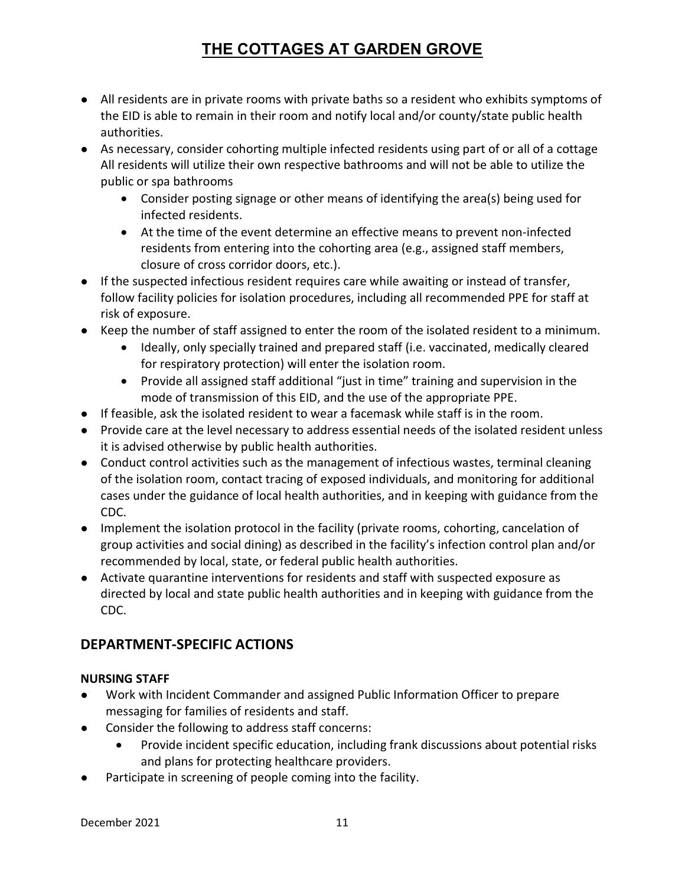- All residents are in private rooms with private baths so a resident who exhibits symptoms of the EID is able to remain in their room and notify local and/or county/state public health authorities.
- As necessary, consider cohorting multiple infected residents using part of or all of a cottage All residents will utilize their own respective bathrooms and will not be able to utilize the public or spa bathrooms
  - Consider posting signage or other means of identifying the area(s) being used for infected residents.
  - At the time of the event determine an effective means to prevent non-infected residents from entering into the cohorting area (e.g., assigned staff members, closure of cross corridor doors, etc.).
- If the suspected infectious resident requires care while awaiting or instead of transfer, follow facility policies for isolation procedures, including all recommended PPE for staff at risk of exposure.
- Keep the number of staff assigned to enter the room of the isolated resident to a minimum.
  - Ideally, only specially trained and prepared staff (i.e. vaccinated, medically cleared for respiratory protection) will enter the isolation room.
  - Provide all assigned staff additional "just in time" training and supervision in the mode of transmission of this EID, and the use of the appropriate PPE.
- If feasible, ask the isolated resident to wear a facemask while staff is in the room.
- Provide care at the level necessary to address essential needs of the isolated resident unless it is advised otherwise by public health authorities.
- Conduct control activities such as the management of infectious wastes, terminal cleaning of the isolation room, contact tracing of exposed individuals, and monitoring for additional cases under the guidance of local health authorities, and in keeping with guidance from the CDC.
- Implement the isolation protocol in the facility (private rooms, cohorting, cancelation of group activities and social dining) as described in the facility's infection control plan and/or recommended by local, state, or federal public health authorities.
- Activate quarantine interventions for residents and staff with suspected exposure as directed by local and state public health authorities and in keeping with guidance from the CDC.

## DEPARTMENT-SPECIFIC ACTIONS

### NURSING STAFF

- Work with Incident Commander and assigned Public Information Officer to prepare messaging for families of residents and staff.
- Consider the following to address staff concerns:
  - Provide incident specific education, including frank discussions about potential risks and plans for protecting healthcare providers.
- Participate in screening of people coming into the facility.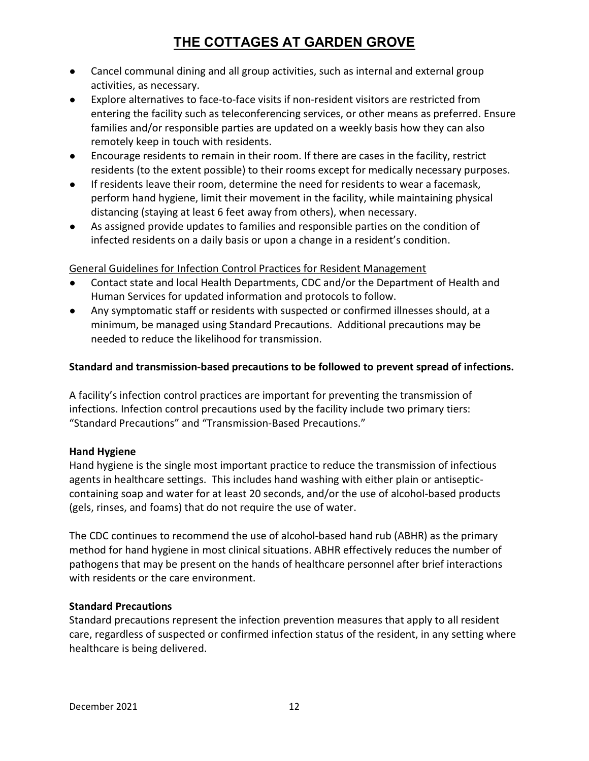- Cancel communal dining and all group activities, such as internal and external group activities, as necessary.
- Explore alternatives to face-to-face visits if non-resident visitors are restricted from entering the facility such as teleconferencing services, or other means as preferred. Ensure families and/or responsible parties are updated on a weekly basis how they can also remotely keep in touch with residents.
- Encourage residents to remain in their room. If there are cases in the facility, restrict residents (to the extent possible) to their rooms except for medically necessary purposes.
- If residents leave their room, determine the need for residents to wear a facemask, perform hand hygiene, limit their movement in the facility, while maintaining physical distancing (staying at least 6 feet away from others), when necessary.
- As assigned provide updates to families and responsible parties on the condition of infected residents on a daily basis or upon a change in a resident's condition.

<u>General Guidelines for Infection Control Practices for Resident Management</u>

- Contact state and local Health Departments, CDC and/or the Department of Health and Human Services for updated information and protocols to follow.
- Any symptomatic staff or residents with suspected or confirmed illnesses should, at a minimum, be managed using Standard Precautions. Additional precautions may be needed to reduce the likelihood for transmission.

**Standard and transmission-based precautions to be followed to prevent spread of infections.**

A facility's infection control practices are important for preventing the transmission of infections. Infection control precautions used by the facility include two primary tiers: "Standard Precautions" and "Transmission-Based Precautions."

**Hand Hygiene**

Hand hygiene is the single most important practice to reduce the transmission of infectious agents in healthcare settings. This includes hand washing with either plain or antiseptic-containing soap and water for at least 20 seconds, and/or the use of alcohol-based products (gels, rinses, and foams) that do not require the use of water.

The CDC continues to recommend the use of alcohol-based hand rub (ABHR) as the primary method for hand hygiene in most clinical situations. ABHR effectively reduces the number of pathogens that may be present on the hands of healthcare personnel after brief interactions with residents or the care environment.

**Standard Precautions**

Standard precautions represent the infection prevention measures that apply to all resident care, regardless of suspected or confirmed infection status of the resident, in any setting where healthcare is being delivered.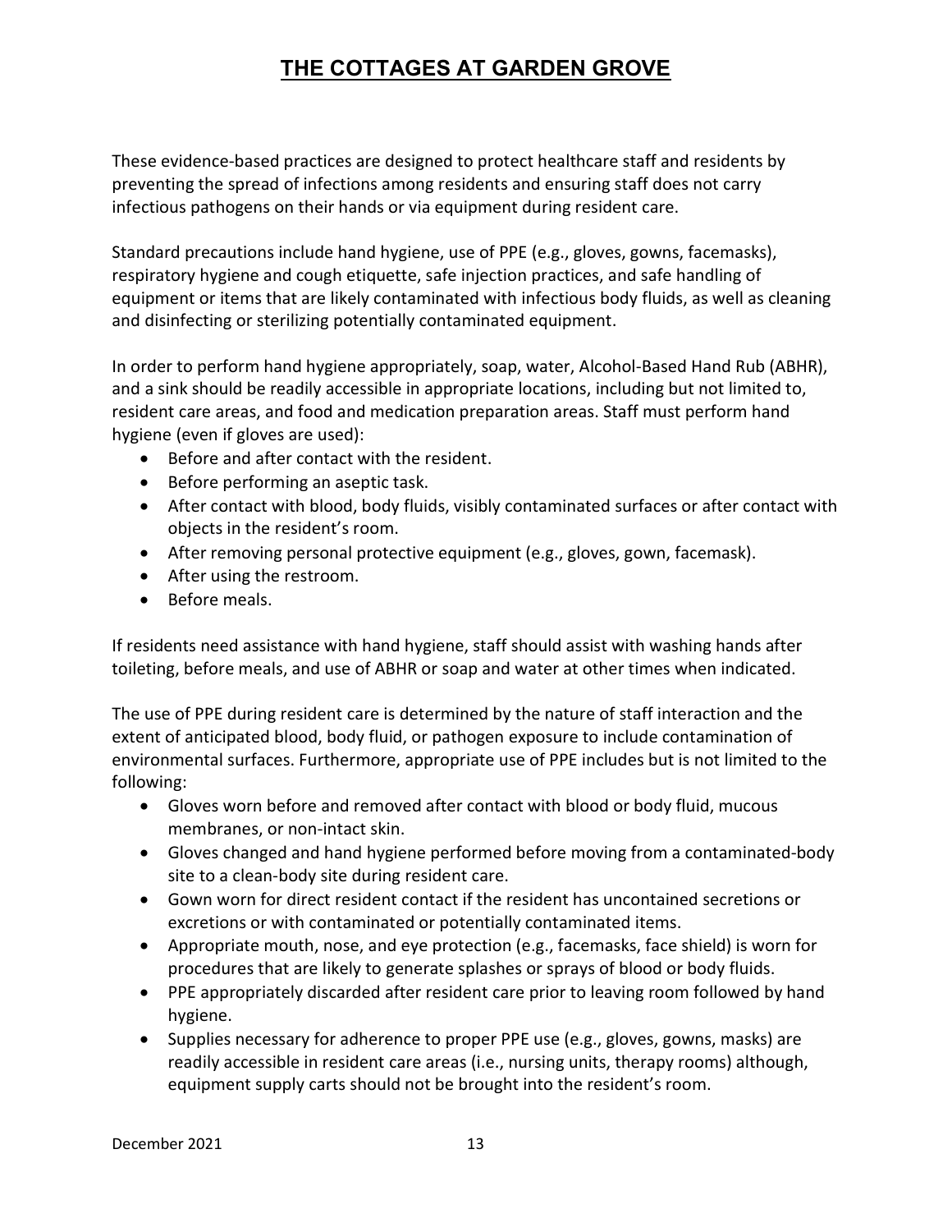These evidence-based practices are designed to protect healthcare staff and residents by preventing the spread of infections among residents and ensuring staff does not carry infectious pathogens on their hands or via equipment during resident care.

Standard precautions include hand hygiene, use of PPE (e.g., gloves, gowns, facemasks), respiratory hygiene and cough etiquette, safe injection practices, and safe handling of equipment or items that are likely contaminated with infectious body fluids, as well as cleaning and disinfecting or sterilizing potentially contaminated equipment.

In order to perform hand hygiene appropriately, soap, water, Alcohol-Based Hand Rub (ABHR), and a sink should be readily accessible in appropriate locations, including but not limited to, resident care areas, and food and medication preparation areas. Staff must perform hand hygiene (even if gloves are used):

- Before and after contact with the resident.
- Before performing an aseptic task.
- After contact with blood, body fluids, visibly contaminated surfaces or after contact with objects in the resident's room.
- After removing personal protective equipment (e.g., gloves, gown, facemask).
- After using the restroom.
- Before meals.

If residents need assistance with hand hygiene, staff should assist with washing hands after toileting, before meals, and use of ABHR or soap and water at other times when indicated.

The use of PPE during resident care is determined by the nature of staff interaction and the extent of anticipated blood, body fluid, or pathogen exposure to include contamination of environmental surfaces. Furthermore, appropriate use of PPE includes but is not limited to the following:

- Gloves worn before and removed after contact with blood or body fluid, mucous membranes, or non-intact skin.
- Gloves changed and hand hygiene performed before moving from a contaminated-body site to a clean-body site during resident care.
- Gown worn for direct resident contact if the resident has uncontained secretions or excretions or with contaminated or potentially contaminated items.
- Appropriate mouth, nose, and eye protection (e.g., facemasks, face shield) is worn for procedures that are likely to generate splashes or sprays of blood or body fluids.
- PPE appropriately discarded after resident care prior to leaving room followed by hand hygiene.
- Supplies necessary for adherence to proper PPE use (e.g., gloves, gowns, masks) are readily accessible in resident care areas (i.e., nursing units, therapy rooms) although, equipment supply carts should not be brought into the resident's room.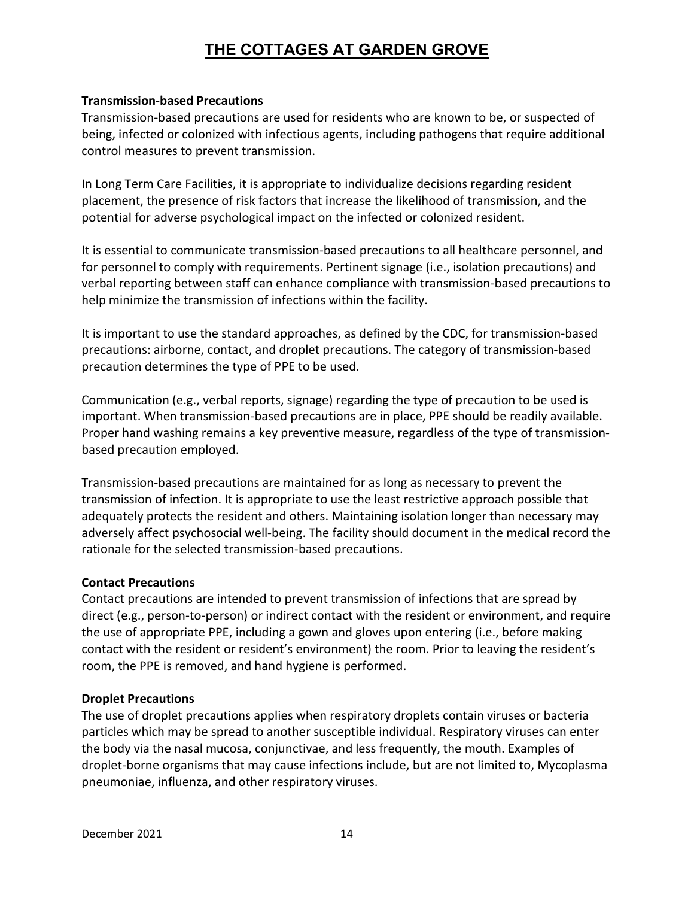**Transmission-based Precautions**

Transmission-based precautions are used for residents who are known to be, or suspected of being, infected or colonized with infectious agents, including pathogens that require additional control measures to prevent transmission.

In Long Term Care Facilities, it is appropriate to individualize decisions regarding resident placement, the presence of risk factors that increase the likelihood of transmission, and the potential for adverse psychological impact on the infected or colonized resident.

It is essential to communicate transmission-based precautions to all healthcare personnel, and for personnel to comply with requirements. Pertinent signage (i.e., isolation precautions) and verbal reporting between staff can enhance compliance with transmission-based precautions to help minimize the transmission of infections within the facility.

It is important to use the standard approaches, as defined by the CDC, for transmission-based precautions: airborne, contact, and droplet precautions. The category of transmission-based precaution determines the type of PPE to be used.

Communication (e.g., verbal reports, signage) regarding the type of precaution to be used is important. When transmission-based precautions are in place, PPE should be readily available. Proper hand washing remains a key preventive measure, regardless of the type of transmission-based precaution employed.

Transmission-based precautions are maintained for as long as necessary to prevent the transmission of infection. It is appropriate to use the least restrictive approach possible that adequately protects the resident and others. Maintaining isolation longer than necessary may adversely affect psychosocial well-being. The facility should document in the medical record the rationale for the selected transmission-based precautions.

**Contact Precautions**

Contact precautions are intended to prevent transmission of infections that are spread by direct (e.g., person-to-person) or indirect contact with the resident or environment, and require the use of appropriate PPE, including a gown and gloves upon entering (i.e., before making contact with the resident or resident's environment) the room. Prior to leaving the resident's room, the PPE is removed, and hand hygiene is performed.

**Droplet Precautions**

The use of droplet precautions applies when respiratory droplets contain viruses or bacteria particles which may be spread to another susceptible individual. Respiratory viruses can enter the body via the nasal mucosa, conjunctivae, and less frequently, the mouth. Examples of droplet-borne organisms that may cause infections include, but are not limited to, Mycoplasma pneumoniae, influenza, and other respiratory viruses.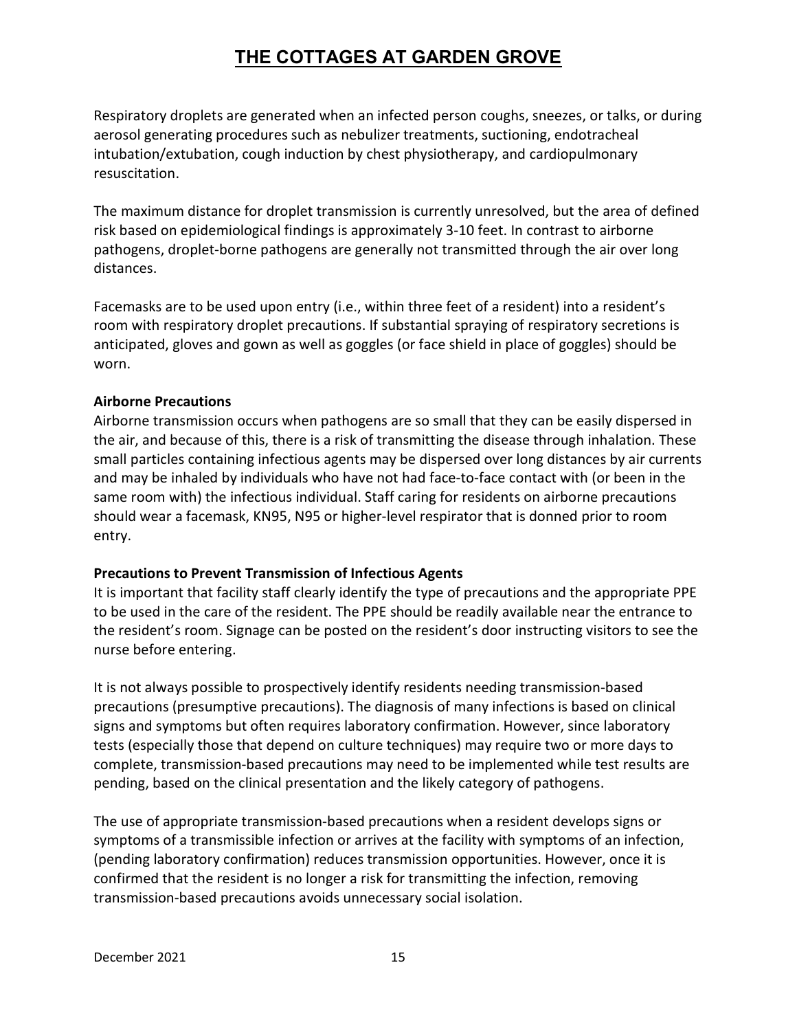Respiratory droplets are generated when an infected person coughs, sneezes, or talks, or during aerosol generating procedures such as nebulizer treatments, suctioning, endotracheal intubation/extubation, cough induction by chest physiotherapy, and cardiopulmonary resuscitation.

The maximum distance for droplet transmission is currently unresolved, but the area of defined risk based on epidemiological findings is approximately 3-10 feet. In contrast to airborne pathogens, droplet-borne pathogens are generally not transmitted through the air over long distances.

Facemasks are to be used upon entry (i.e., within three feet of a resident) into a resident's room with respiratory droplet precautions. If substantial spraying of respiratory secretions is anticipated, gloves and gown as well as goggles (or face shield in place of goggles) should be worn.

**Airborne Precautions**

Airborne transmission occurs when pathogens are so small that they can be easily dispersed in the air, and because of this, there is a risk of transmitting the disease through inhalation. These small particles containing infectious agents may be dispersed over long distances by air currents and may be inhaled by individuals who have not had face-to-face contact with (or been in the same room with) the infectious individual. Staff caring for residents on airborne precautions should wear a facemask, KN95, N95 or higher-level respirator that is donned prior to room entry.

**Precautions to Prevent Transmission of Infectious Agents**

It is important that facility staff clearly identify the type of precautions and the appropriate PPE to be used in the care of the resident. The PPE should be readily available near the entrance to the resident's room. Signage can be posted on the resident's door instructing visitors to see the nurse before entering.

It is not always possible to prospectively identify residents needing transmission-based precautions (presumptive precautions). The diagnosis of many infections is based on clinical signs and symptoms but often requires laboratory confirmation. However, since laboratory tests (especially those that depend on culture techniques) may require two or more days to complete, transmission-based precautions may need to be implemented while test results are pending, based on the clinical presentation and the likely category of pathogens.

The use of appropriate transmission-based precautions when a resident develops signs or symptoms of a transmissible infection or arrives at the facility with symptoms of an infection, (pending laboratory confirmation) reduces transmission opportunities. However, once it is confirmed that the resident is no longer a risk for transmitting the infection, removing transmission-based precautions avoids unnecessary social isolation.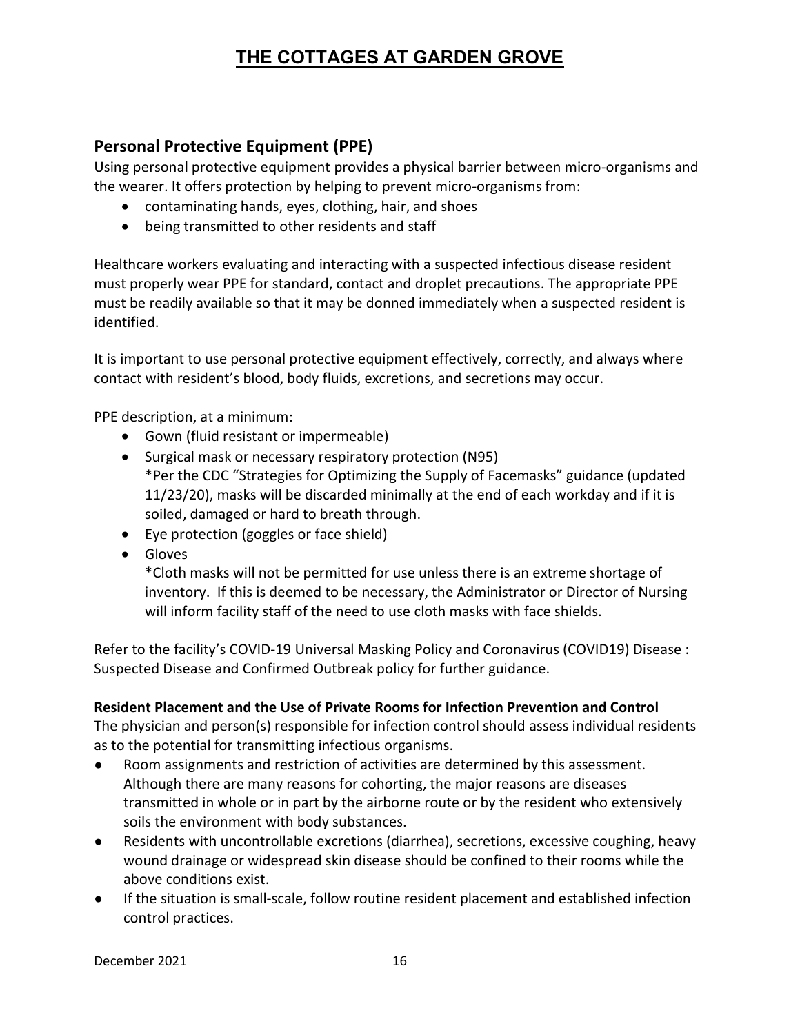## Personal Protective Equipment (PPE)

Using personal protective equipment provides a physical barrier between micro-organisms and the wearer. It offers protection by helping to prevent micro-organisms from:

- contaminating hands, eyes, clothing, hair, and shoes
- being transmitted to other residents and staff

Healthcare workers evaluating and interacting with a suspected infectious disease resident must properly wear PPE for standard, contact and droplet precautions. The appropriate PPE must be readily available so that it may be donned immediately when a suspected resident is identified.

It is important to use personal protective equipment effectively, correctly, and always where contact with resident's blood, body fluids, excretions, and secretions may occur.

PPE description, at a minimum:

- Gown (fluid resistant or impermeable)
- Surgical mask or necessary respiratory protection (N95)
  *Per the CDC "Strategies for Optimizing the Supply of Facemasks" guidance (updated 11/23/20), masks will be discarded minimally at the end of each workday and if it is soiled, damaged or hard to breath through.
- Eye protection (goggles or face shield)
- Gloves
  *Cloth masks will not be permitted for use unless there is an extreme shortage of inventory. If this is deemed to be necessary, the Administrator or Director of Nursing will inform facility staff of the need to use cloth masks with face shields.

Refer to the facility's COVID-19 Universal Masking Policy and Coronavirus (COVID19) Disease : Suspected Disease and Confirmed Outbreak policy for further guidance.

**Resident Placement and the Use of Private Rooms for Infection Prevention and Control**

The physician and person(s) responsible for infection control should assess individual residents as to the potential for transmitting infectious organisms.

- Room assignments and restriction of activities are determined by this assessment. Although there are many reasons for cohorting, the major reasons are diseases transmitted in whole or in part by the airborne route or by the resident who extensively soils the environment with body substances.
- Residents with uncontrollable excretions (diarrhea), secretions, excessive coughing, heavy wound drainage or widespread skin disease should be confined to their rooms while the above conditions exist.
- If the situation is small-scale, follow routine resident placement and established infection control practices.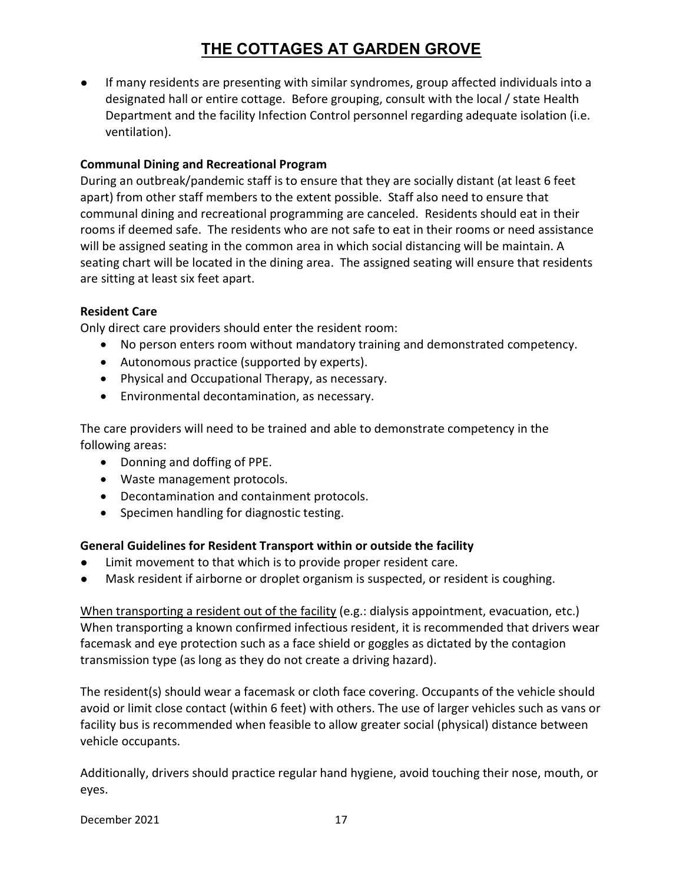- If many residents are presenting with similar syndromes, group affected individuals into a designated hall or entire cottage. Before grouping, consult with the local / state Health Department and the facility Infection Control personnel regarding adequate isolation (i.e. ventilation).

**Communal Dining and Recreational Program**

During an outbreak/pandemic staff is to ensure that they are socially distant (at least 6 feet apart) from other staff members to the extent possible. Staff also need to ensure that communal dining and recreational programming are canceled. Residents should eat in their rooms if deemed safe. The residents who are not safe to eat in their rooms or need assistance will be assigned seating in the common area in which social distancing will be maintain. A seating chart will be located in the dining area. The assigned seating will ensure that residents are sitting at least six feet apart.

**Resident Care**

Only direct care providers should enter the resident room:

- No person enters room without mandatory training and demonstrated competency.
- Autonomous practice (supported by experts).
- Physical and Occupational Therapy, as necessary.
- Environmental decontamination, as necessary.

The care providers will need to be trained and able to demonstrate competency in the following areas:

- Donning and doffing of PPE.
- Waste management protocols.
- Decontamination and containment protocols.
- Specimen handling for diagnostic testing.

**General Guidelines for Resident Transport within or outside the facility**

- Limit movement to that which is to provide proper resident care.
- Mask resident if airborne or droplet organism is suspected, or resident is coughing.

<u>When transporting a resident out of the facility</u> (e.g.: dialysis appointment, evacuation, etc.) When transporting a known confirmed infectious resident, it is recommended that drivers wear facemask and eye protection such as a face shield or goggles as dictated by the contagion transmission type (as long as they do not create a driving hazard).

The resident(s) should wear a facemask or cloth face covering. Occupants of the vehicle should avoid or limit close contact (within 6 feet) with others. The use of larger vehicles such as vans or facility bus is recommended when feasible to allow greater social (physical) distance between vehicle occupants.

Additionally, drivers should practice regular hand hygiene, avoid touching their nose, mouth, or eyes.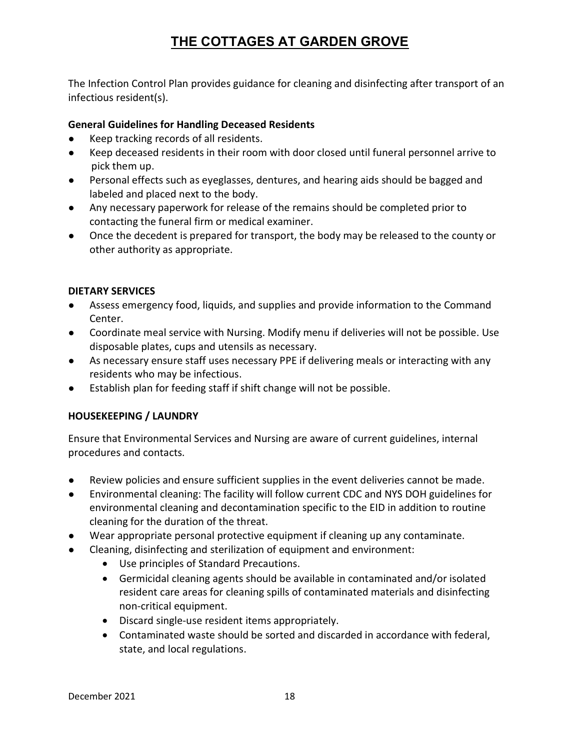# THE COTTAGES AT GARDEN GROVE

The Infection Control Plan provides guidance for cleaning and disinfecting after transport of an infectious resident(s).

**General Guidelines for Handling Deceased Residents**

- Keep tracking records of all residents.
- Keep deceased residents in their room with door closed until funeral personnel arrive to pick them up.
- Personal effects such as eyeglasses, dentures, and hearing aids should be bagged and labeled and placed next to the body.
- Any necessary paperwork for release of the remains should be completed prior to contacting the funeral firm or medical examiner.
- Once the decedent is prepared for transport, the body may be released to the county or other authority as appropriate.

**DIETARY SERVICES**

- Assess emergency food, liquids, and supplies and provide information to the Command Center.
- Coordinate meal service with Nursing. Modify menu if deliveries will not be possible. Use disposable plates, cups and utensils as necessary.
- As necessary ensure staff uses necessary PPE if delivering meals or interacting with any residents who may be infectious.
- Establish plan for feeding staff if shift change will not be possible.

**HOUSEKEEPING / LAUNDRY**

Ensure that Environmental Services and Nursing are aware of current guidelines, internal procedures and contacts.

- Review policies and ensure sufficient supplies in the event deliveries cannot be made.
- Environmental cleaning: The facility will follow current CDC and NYS DOH guidelines for environmental cleaning and decontamination specific to the EID in addition to routine cleaning for the duration of the threat.
- Wear appropriate personal protective equipment if cleaning up any contaminate.
- Cleaning, disinfecting and sterilization of equipment and environment:
  - Use principles of Standard Precautions.
  - Germicidal cleaning agents should be available in contaminated and/or isolated resident care areas for cleaning spills of contaminated materials and disinfecting non-critical equipment.
  - Discard single-use resident items appropriately.
  - Contaminated waste should be sorted and discarded in accordance with federal, state, and local regulations.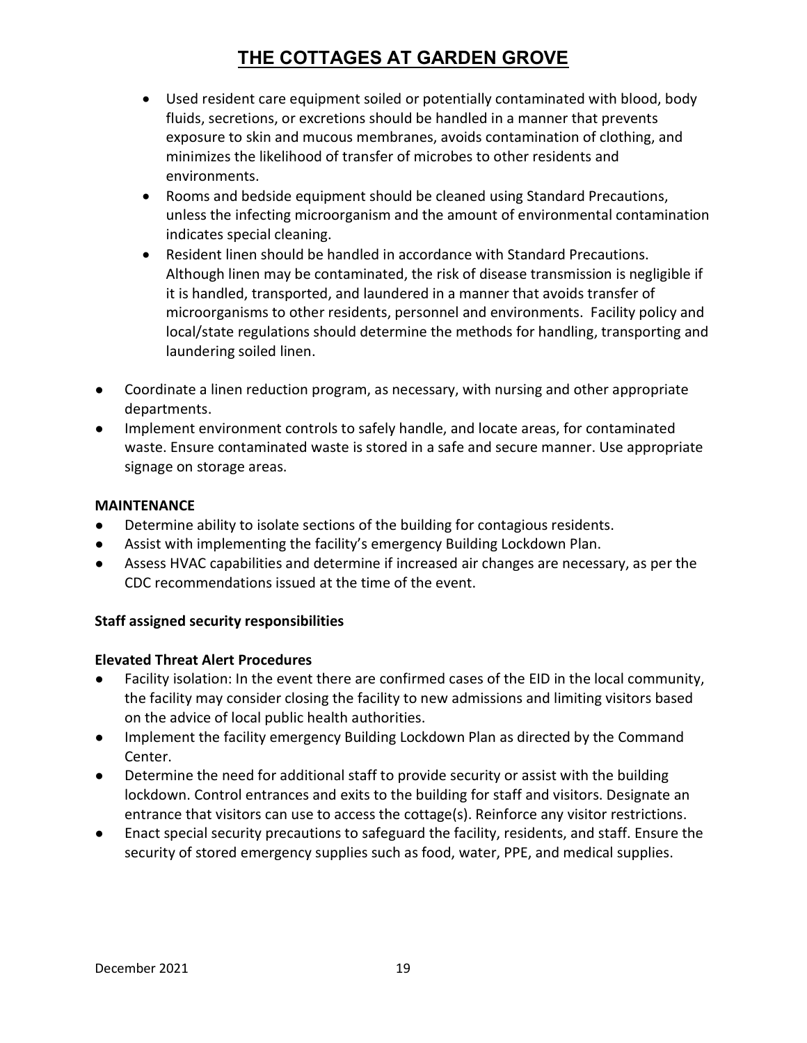- Used resident care equipment soiled or potentially contaminated with blood, body fluids, secretions, or excretions should be handled in a manner that prevents exposure to skin and mucous membranes, avoids contamination of clothing, and minimizes the likelihood of transfer of microbes to other residents and environments.
- Rooms and bedside equipment should be cleaned using Standard Precautions, unless the infecting microorganism and the amount of environmental contamination indicates special cleaning.
- Resident linen should be handled in accordance with Standard Precautions. Although linen may be contaminated, the risk of disease transmission is negligible if it is handled, transported, and laundered in a manner that avoids transfer of microorganisms to other residents, personnel and environments. Facility policy and local/state regulations should determine the methods for handling, transporting and laundering soiled linen.

- Coordinate a linen reduction program, as necessary, with nursing and other appropriate departments.
- Implement environment controls to safely handle, and locate areas, for contaminated waste. Ensure contaminated waste is stored in a safe and secure manner. Use appropriate signage on storage areas.

**MAINTENANCE**

- Determine ability to isolate sections of the building for contagious residents.
- Assist with implementing the facility's emergency Building Lockdown Plan.
- Assess HVAC capabilities and determine if increased air changes are necessary, as per the CDC recommendations issued at the time of the event.

**Staff assigned security responsibilities**

**Elevated Threat Alert Procedures**

- Facility isolation: In the event there are confirmed cases of the EID in the local community, the facility may consider closing the facility to new admissions and limiting visitors based on the advice of local public health authorities.
- Implement the facility emergency Building Lockdown Plan as directed by the Command Center.
- Determine the need for additional staff to provide security or assist with the building lockdown. Control entrances and exits to the building for staff and visitors. Designate an entrance that visitors can use to access the cottage(s). Reinforce any visitor restrictions.
- Enact special security precautions to safeguard the facility, residents, and staff. Ensure the security of stored emergency supplies such as food, water, PPE, and medical supplies.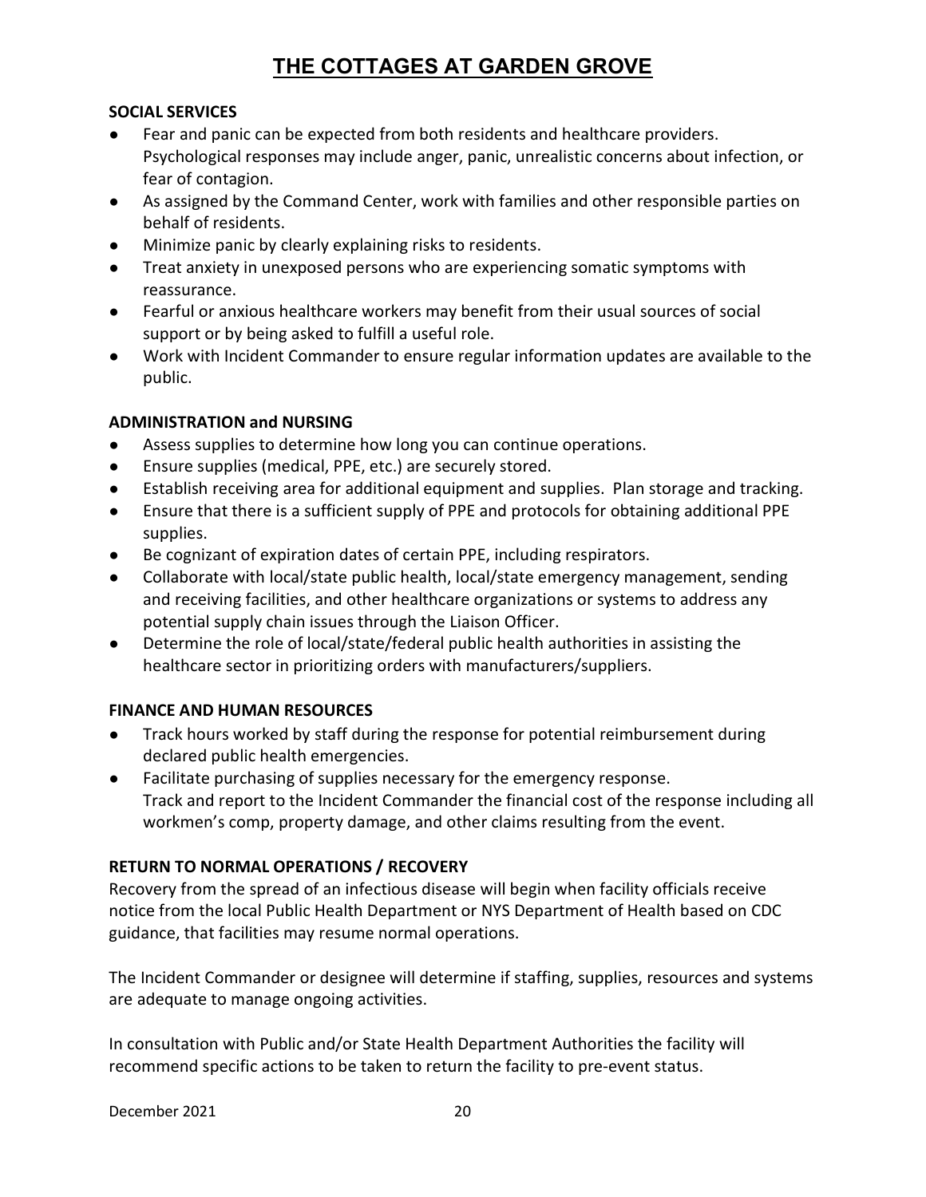# THE COTTAGES AT GARDEN GROVE

**SOCIAL SERVICES**

- Fear and panic can be expected from both residents and healthcare providers. Psychological responses may include anger, panic, unrealistic concerns about infection, or fear of contagion.
- As assigned by the Command Center, work with families and other responsible parties on behalf of residents.
- Minimize panic by clearly explaining risks to residents.
- Treat anxiety in unexposed persons who are experiencing somatic symptoms with reassurance.
- Fearful or anxious healthcare workers may benefit from their usual sources of social support or by being asked to fulfill a useful role.
- Work with Incident Commander to ensure regular information updates are available to the public.

**ADMINISTRATION and NURSING**

- Assess supplies to determine how long you can continue operations.
- Ensure supplies (medical, PPE, etc.) are securely stored.
- Establish receiving area for additional equipment and supplies. Plan storage and tracking.
- Ensure that there is a sufficient supply of PPE and protocols for obtaining additional PPE supplies.
- Be cognizant of expiration dates of certain PPE, including respirators.
- Collaborate with local/state public health, local/state emergency management, sending and receiving facilities, and other healthcare organizations or systems to address any potential supply chain issues through the Liaison Officer.
- Determine the role of local/state/federal public health authorities in assisting the healthcare sector in prioritizing orders with manufacturers/suppliers.

**FINANCE AND HUMAN RESOURCES**

- Track hours worked by staff during the response for potential reimbursement during declared public health emergencies.
- Facilitate purchasing of supplies necessary for the emergency response. Track and report to the Incident Commander the financial cost of the response including all workmen's comp, property damage, and other claims resulting from the event.

**RETURN TO NORMAL OPERATIONS / RECOVERY**

Recovery from the spread of an infectious disease will begin when facility officials receive notice from the local Public Health Department or NYS Department of Health based on CDC guidance, that facilities may resume normal operations.

The Incident Commander or designee will determine if staffing, supplies, resources and systems are adequate to manage ongoing activities.

In consultation with Public and/or State Health Department Authorities the facility will recommend specific actions to be taken to return the facility to pre-event status.

December 2021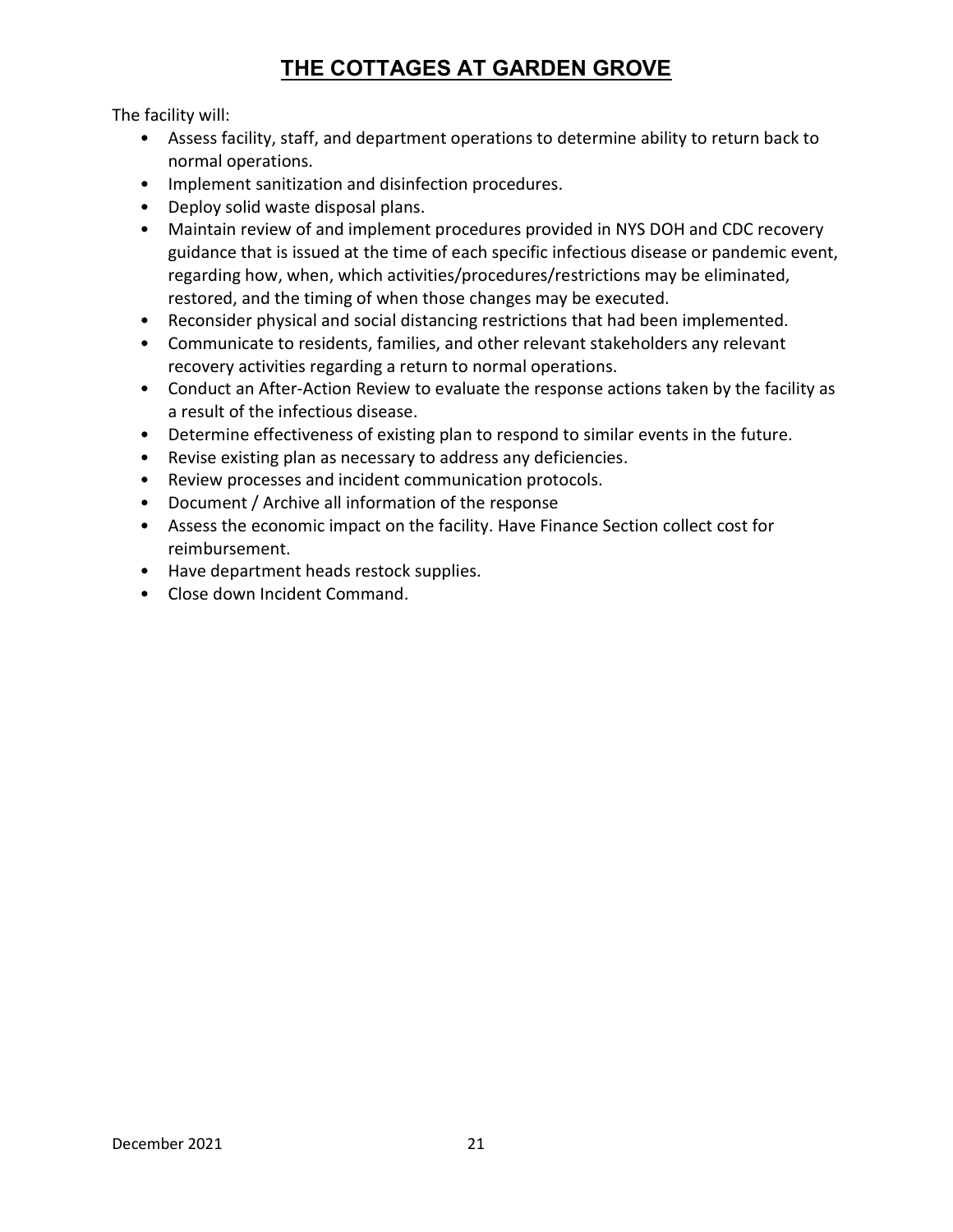# THE COTTAGES AT GARDEN GROVE

The facility will:

- Assess facility, staff, and department operations to determine ability to return back to normal operations.
- Implement sanitization and disinfection procedures.
- Deploy solid waste disposal plans.
- Maintain review of and implement procedures provided in NYS DOH and CDC recovery guidance that is issued at the time of each specific infectious disease or pandemic event, regarding how, when, which activities/procedures/restrictions may be eliminated, restored, and the timing of when those changes may be executed.
- Reconsider physical and social distancing restrictions that had been implemented.
- Communicate to residents, families, and other relevant stakeholders any relevant recovery activities regarding a return to normal operations.
- Conduct an After-Action Review to evaluate the response actions taken by the facility as a result of the infectious disease.
- Determine effectiveness of existing plan to respond to similar events in the future.
- Revise existing plan as necessary to address any deficiencies.
- Review processes and incident communication protocols.
- Document / Archive all information of the response
- Assess the economic impact on the facility. Have Finance Section collect cost for reimbursement.
- Have department heads restock supplies.
- Close down Incident Command.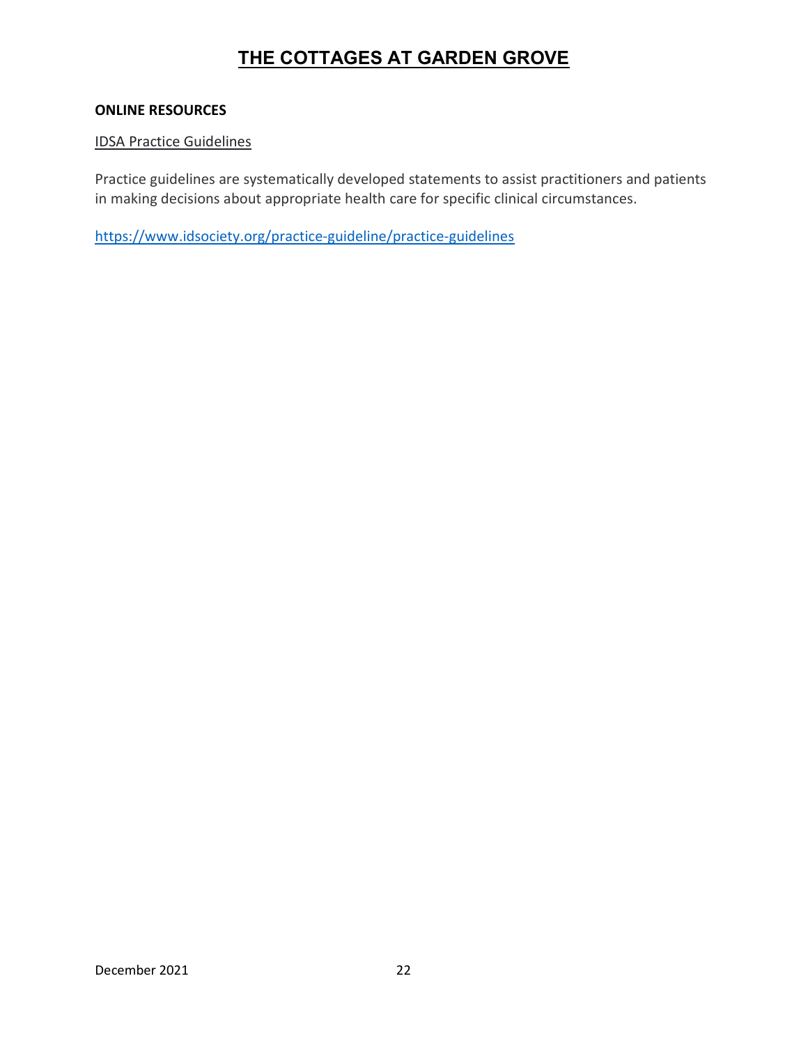**ONLINE RESOURCES**

IDSA Practice Guidelines

Practice guidelines are systematically developed statements to assist practitioners and patients in making decisions about appropriate health care for specific clinical circumstances.

https://www.idsociety.org/practice-guideline/practice-guidelines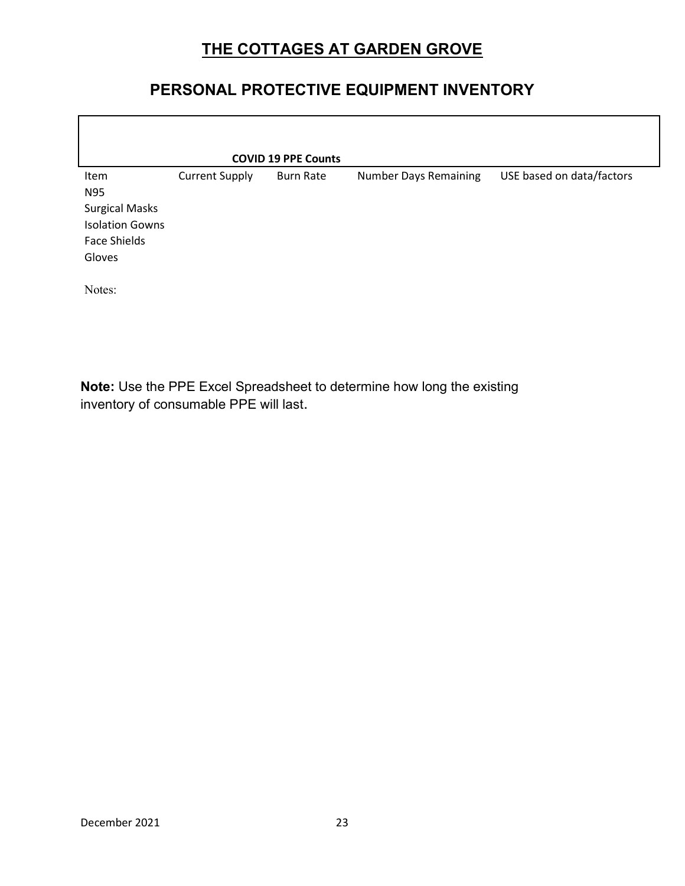# THE COTTAGES AT GARDEN GROVE

## PERSONAL PROTECTIVE EQUIPMENT INVENTORY

| COVID 19 PPE Counts | | | | |
|---|---|---|---|---|
| Item | Current Supply | Burn Rate | Number Days Remaining | USE based on data/factors |
| N95 | | | | |
| Surgical Masks | | | | |
| Isolation Gowns | | | | |
| Face Shields | | | | |
| Gloves | | | | |

Notes:

**Note:** Use the PPE Excel Spreadsheet to determine how long the existing inventory of consumable PPE will last.

December 2021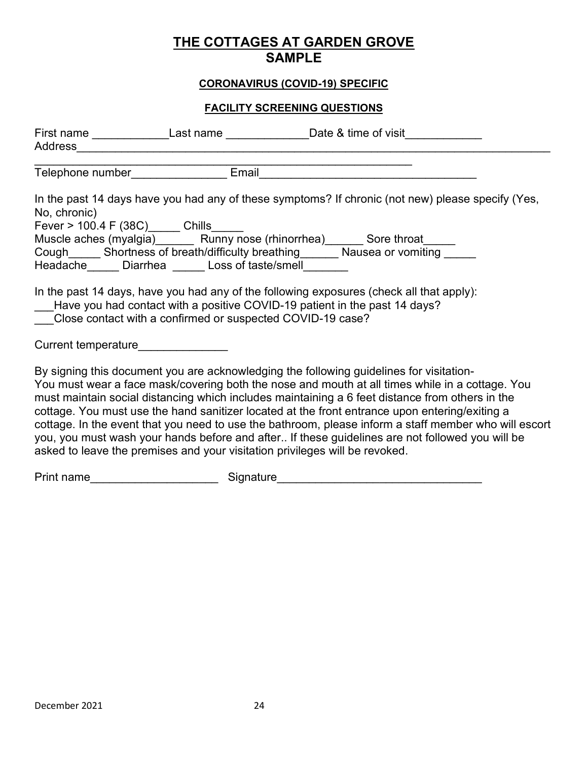# THE COTTAGES AT GARDEN GROVE
# SAMPLE

**CORONAVIRUS (COVID-19) SPECIFIC**

**FACILITY SCREENING QUESTIONS**

First name ____________Last name _____________Date & time of visit____________
Address______________________________________________________________________________
__________________________________________________________
Telephone number_______________ Email__________________________________

In the past 14 days have you had any of these symptoms? If chronic (not new) please specify (Yes, No, chronic)
Fever > 100.4 F (38C)_____ Chills_____
Muscle aches (myalgia)______ Runny nose (rhinorrhea)______ Sore throat_____
Cough_____ Shortness of breath/difficulty breathing______ Nausea or vomiting _____
Headache_____ Diarrhea _____ Loss of taste/smell_______

In the past 14 days, have you had any of the following exposures (check all that apply):
___Have you had contact with a positive COVID-19 patient in the past 14 days?
___Close contact with a confirmed or suspected COVID-19 case?

Current temperature______________

By signing this document you are acknowledging the following guidelines for visitation-
You must wear a face mask/covering both the nose and mouth at all times while in a cottage. You must maintain social distancing which includes maintaining a 6 feet distance from others in the cottage. You must use the hand sanitizer located at the front entrance upon entering/exiting a cottage. In the event that you need to use the bathroom, please inform a staff member who will escort you, you must wash your hands before and after.. If these guidelines are not followed you will be asked to leave the premises and your visitation privileges will be revoked.

Print name____________________ Signature________________________________

December 2021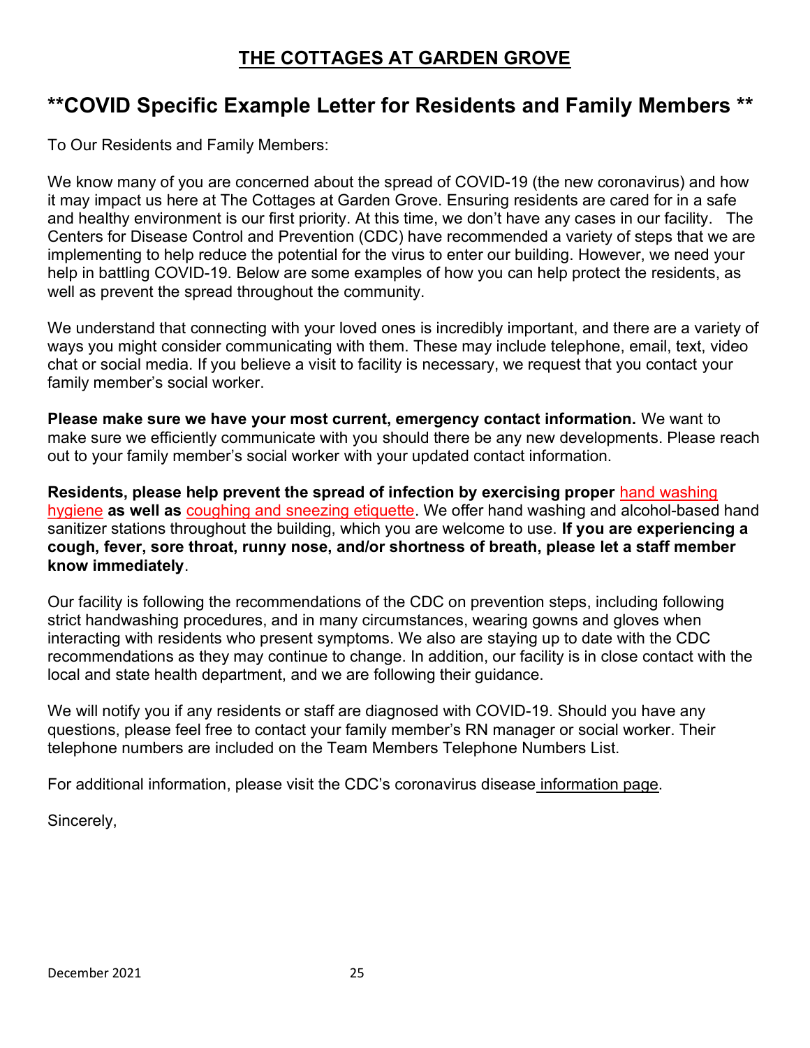# THE COTTAGES AT GARDEN GROVE

## **COVID Specific Example Letter for Residents and Family Members **

To Our Residents and Family Members:

We know many of you are concerned about the spread of COVID-19 (the new coronavirus) and how it may impact us here at The Cottages at Garden Grove. Ensuring residents are cared for in a safe and healthy environment is our first priority. At this time, we don't have any cases in our facility. The Centers for Disease Control and Prevention (CDC) have recommended a variety of steps that we are implementing to help reduce the potential for the virus to enter our building. However, we need your help in battling COVID-19. Below are some examples of how you can help protect the residents, as well as prevent the spread throughout the community.

We understand that connecting with your loved ones is incredibly important, and there are a variety of ways you might consider communicating with them. These may include telephone, email, text, video chat or social media. If you believe a visit to facility is necessary, we request that you contact your family member's social worker.

**Please make sure we have your most current, emergency contact information.** We want to make sure we efficiently communicate with you should there be any new developments. Please reach out to your family member's social worker with your updated contact information.

**Residents, please help prevent the spread of infection by exercising proper** hand washing hygiene **as well as** coughing and sneezing etiquette. We offer hand washing and alcohol-based hand sanitizer stations throughout the building, which you are welcome to use. **If you are experiencing a cough, fever, sore throat, runny nose, and/or shortness of breath, please let a staff member know immediately**.

Our facility is following the recommendations of the CDC on prevention steps, including following strict handwashing procedures, and in many circumstances, wearing gowns and gloves when interacting with residents who present symptoms. We also are staying up to date with the CDC recommendations as they may continue to change. In addition, our facility is in close contact with the local and state health department, and we are following their guidance.

We will notify you if any residents or staff are diagnosed with COVID-19. Should you have any questions, please feel free to contact your family member's RN manager or social worker. Their telephone numbers are included on the Team Members Telephone Numbers List.

For additional information, please visit the CDC's coronavirus disease information page.

Sincerely,

December 2021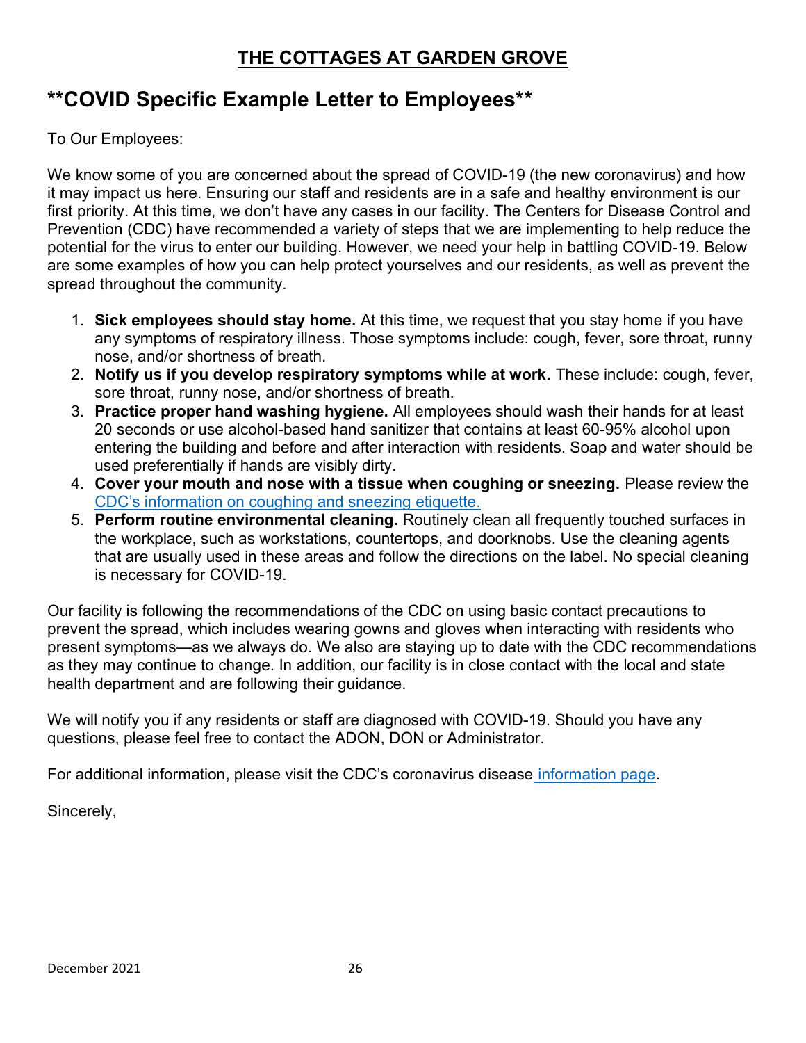## THE COTTAGES AT GARDEN GROVE

# **COVID Specific Example Letter to Employees**

To Our Employees:

We know some of you are concerned about the spread of COVID-19 (the new coronavirus) and how it may impact us here. Ensuring our staff and residents are in a safe and healthy environment is our first priority. At this time, we don't have any cases in our facility. The Centers for Disease Control and Prevention (CDC) have recommended a variety of steps that we are implementing to help reduce the potential for the virus to enter our building. However, we need your help in battling COVID-19. Below are some examples of how you can help protect yourselves and our residents, as well as prevent the spread throughout the community.

1. **Sick employees should stay home.** At this time, we request that you stay home if you have any symptoms of respiratory illness. Those symptoms include: cough, fever, sore throat, runny nose, and/or shortness of breath.
2. **Notify us if you develop respiratory symptoms while at work.** These include: cough, fever, sore throat, runny nose, and/or shortness of breath.
3. **Practice proper hand washing hygiene.** All employees should wash their hands for at least 20 seconds or use alcohol-based hand sanitizer that contains at least 60-95% alcohol upon entering the building and before and after interaction with residents. Soap and water should be used preferentially if hands are visibly dirty.
4. **Cover your mouth and nose with a tissue when coughing or sneezing.** Please review the CDC's information on coughing and sneezing etiquette.
5. **Perform routine environmental cleaning.** Routinely clean all frequently touched surfaces in the workplace, such as workstations, countertops, and doorknobs. Use the cleaning agents that are usually used in these areas and follow the directions on the label. No special cleaning is necessary for COVID-19.

Our facility is following the recommendations of the CDC on using basic contact precautions to prevent the spread, which includes wearing gowns and gloves when interacting with residents who present symptoms—as we always do. We also are staying up to date with the CDC recommendations as they may continue to change. In addition, our facility is in close contact with the local and state health department and are following their guidance.

We will notify you if any residents or staff are diagnosed with COVID-19. Should you have any questions, please feel free to contact the ADON, DON or Administrator.

For additional information, please visit the CDC's coronavirus disease information page.

Sincerely,